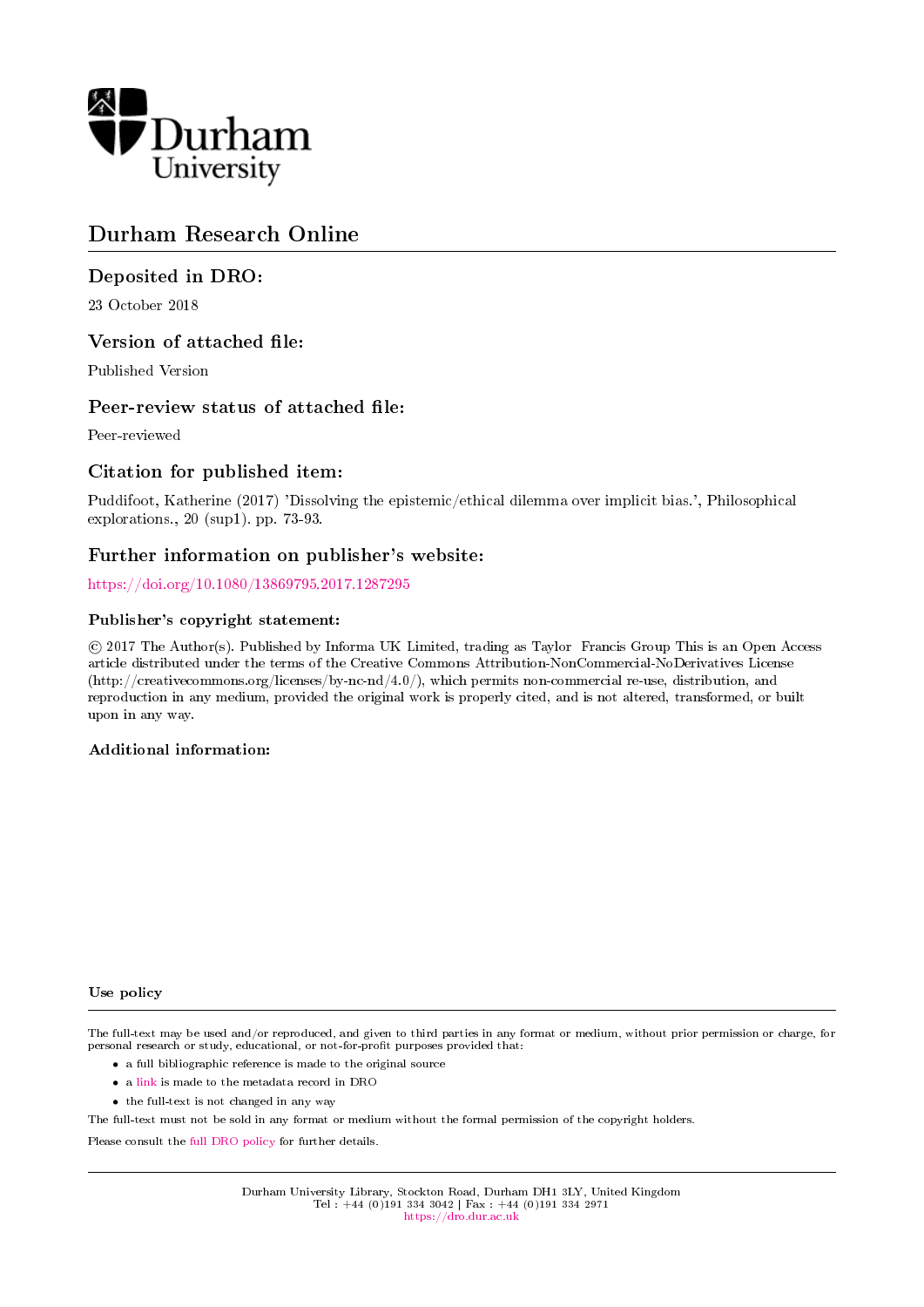Durham University

# Durham Research Online

## Deposited in DRO:

23 October 2018

## Version of attached file:

Published Version

## Peer-review status of attached file:

Peer-reviewed

## Citation for published item:

Puddifoot, Katherine (2017) 'Dissolving the epistemic/ethical dilemma over implicit bias.', Philosophical explorations., 20 (sup1). pp. 73-93.

## Further information on publisher's website:

https://doi.org/10.1080/13869795.2017.1287295

### Publisher's copyright statement:

© 2017 The Author(s). Published by Informa UK Limited, trading as Taylor Francis Group This is an Open Access article distributed under the terms of the Creative Commons Attribution-NonCommercial-NoDerivatives License (http://creativecommons.org/licenses/by-nc-nd/4.0/), which permits non-commercial re-use, distribution, and reproduction in any medium, provided the original work is properly cited, and is not altered, transformed, or built upon in any way.

### Additional information:

### Use policy

The full-text may be used and/or reproduced, and given to third parties in any format or medium, without prior permission or charge, for personal research or study, educational, or not-for-profit purposes provided that:

- a full bibliographic reference is made to the original source
- a link is made to the metadata record in DRO
- the full-text is not changed in any way

The full-text must not be sold in any format or medium without the formal permission of the copyright holders.

Please consult the full DRO policy for further details.

Durham University Library, Stockton Road, Durham DH1 3LY, United Kingdom
Tel : +44 (0)191 334 3042 | Fax : +44 (0)191 334 2971
https://dro.dur.ac.uk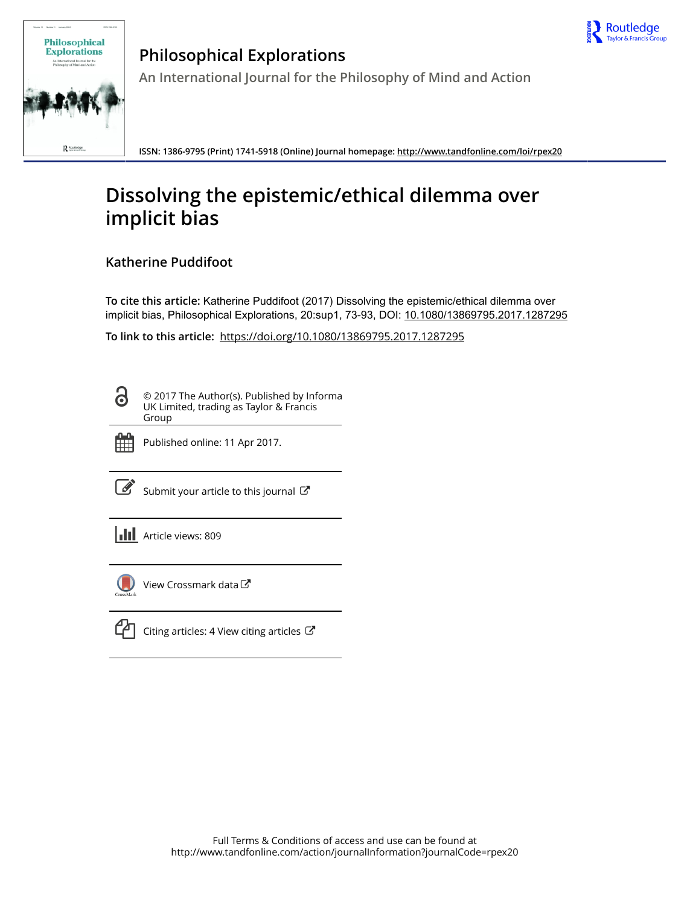# Philosophical Explorations

An International Journal for the Philosophy of Mind and Action

ISSN: 1386-9795 (Print) 1741-5918 (Online) Journal homepage: http://www.tandfonline.com/loi/rpex20

# Dissolving the epistemic/ethical dilemma over implicit bias

## Katherine Puddifoot

**To cite this article:** Katherine Puddifoot (2017) Dissolving the epistemic/ethical dilemma over implicit bias, Philosophical Explorations, 20:sup1, 73-93, DOI: 10.1080/13869795.2017.1287295

**To link to this article:** https://doi.org/10.1080/13869795.2017.1287295

© 2017 The Author(s). Published by Informa UK Limited, trading as Taylor & Francis Group

Published online: 11 Apr 2017.

Submit your article to this journal

Article views: 809

View Crossmark data

Citing articles: 4 View citing articles

Full Terms & Conditions of access and use can be found at
http://www.tandfonline.com/action/journalInformation?journalCode=rpex20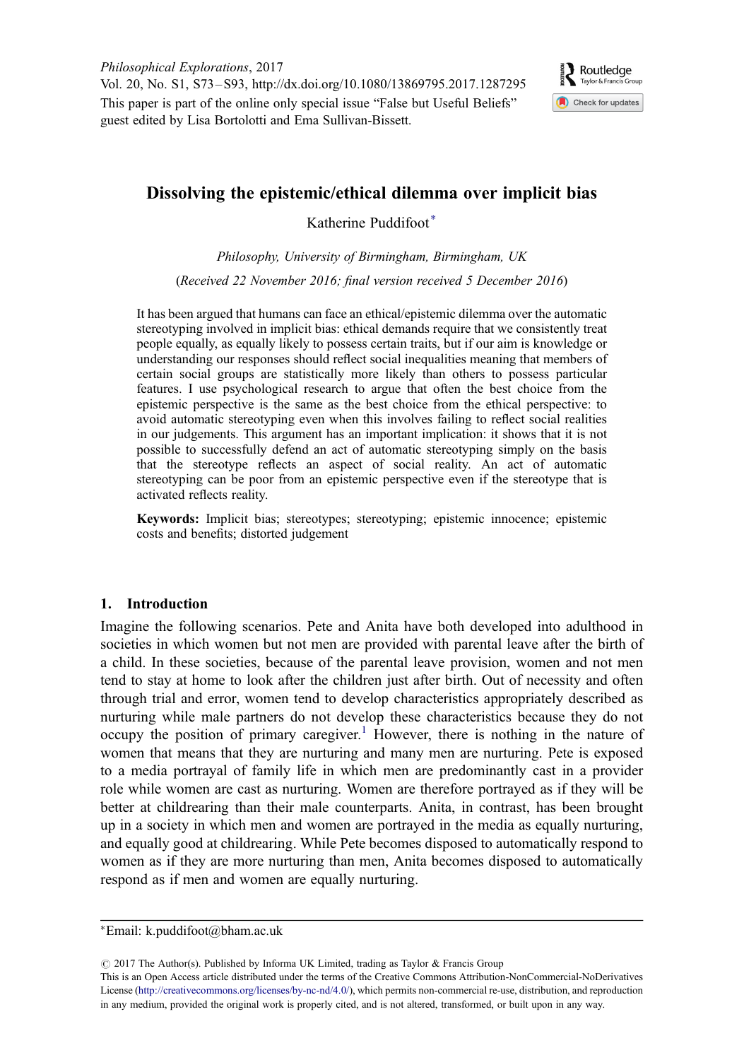*Philosophical Explorations*, 2017
Vol. 20, No. S1, S73–S93, http://dx.doi.org/10.1080/13869795.2017.1287295
This paper is part of the online only special issue "False but Useful Beliefs" guest edited by Lisa Bortolotti and Ema Sullivan-Bissett.

# Dissolving the epistemic/ethical dilemma over implicit bias

Katherine Puddifoot*

*Philosophy, University of Birmingham, Birmingham, UK*

(*Received 22 November 2016; final version received 5 December 2016*)

It has been argued that humans can face an ethical/epistemic dilemma over the automatic stereotyping involved in implicit bias: ethical demands require that we consistently treat people equally, as equally likely to possess certain traits, but if our aim is knowledge or understanding our responses should reflect social inequalities meaning that members of certain social groups are statistically more likely than others to possess particular features. I use psychological research to argue that often the best choice from the epistemic perspective is the same as the best choice from the ethical perspective: to avoid automatic stereotyping even when this involves failing to reflect social realities in our judgements. This argument has an important implication: it shows that it is not possible to successfully defend an act of automatic stereotyping simply on the basis that the stereotype reflects an aspect of social reality. An act of automatic stereotyping can be poor from an epistemic perspective even if the stereotype that is activated reflects reality.

**Keywords:** Implicit bias; stereotypes; stereotyping; epistemic innocence; epistemic costs and benefits; distorted judgement

## 1. Introduction

Imagine the following scenarios. Pete and Anita have both developed into adulthood in societies in which women but not men are provided with parental leave after the birth of a child. In these societies, because of the parental leave provision, women and not men tend to stay at home to look after the children just after birth. Out of necessity and often through trial and error, women tend to develop characteristics appropriately described as nurturing while male partners do not develop these characteristics because they do not occupy the position of primary caregiver.[1] However, there is nothing in the nature of women that means that they are nurturing and many men are nurturing. Pete is exposed to a media portrayal of family life in which men are predominantly cast in a provider role while women are cast as nurturing. Women are therefore portrayed as if they will be better at childrearing than their male counterparts. Anita, in contrast, has been brought up in a society in which men and women are portrayed in the media as equally nurturing, and equally good at childrearing. While Pete becomes disposed to automatically respond to women as if they are more nurturing than men, Anita becomes disposed to automatically respond as if men and women are equally nurturing.

*Email: k.puddifoot@bham.ac.uk

© 2017 The Author(s). Published by Informa UK Limited, trading as Taylor & Francis Group
This is an Open Access article distributed under the terms of the Creative Commons Attribution-NonCommercial-NoDerivatives License (http://creativecommons.org/licenses/by-nc-nd/4.0/), which permits non-commercial re-use, distribution, and reproduction in any medium, provided the original work is properly cited, and is not altered, transformed, or built upon in any way.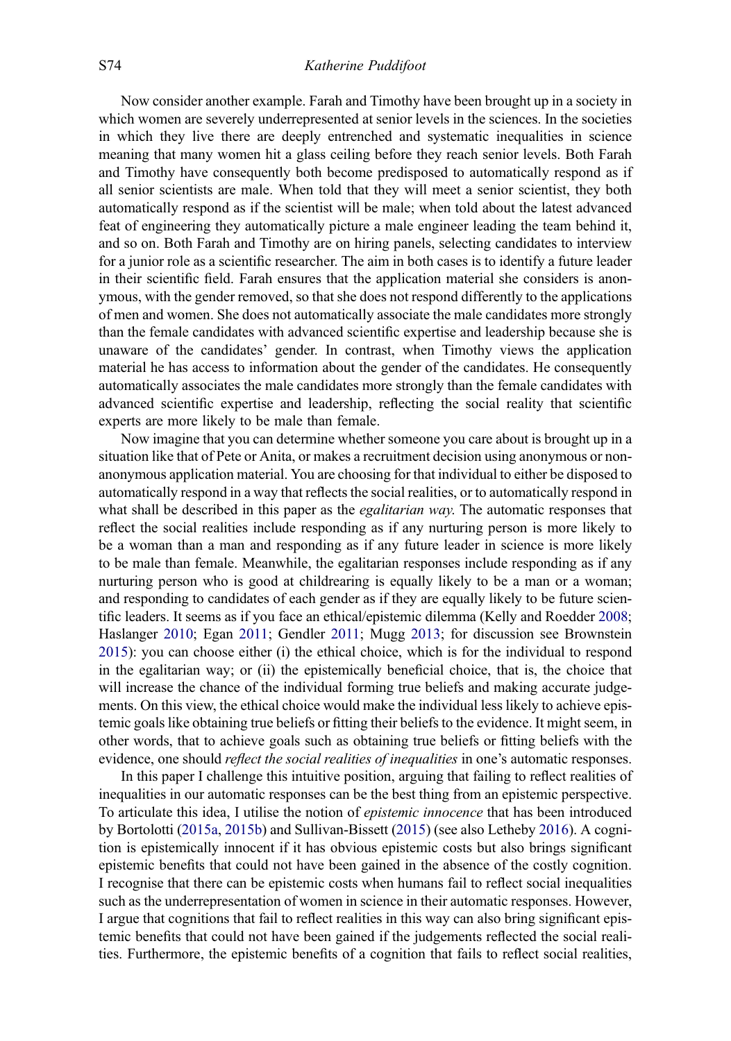Now consider another example. Farah and Timothy have been brought up in a society in which women are severely underrepresented at senior levels in the sciences. In the societies in which they live there are deeply entrenched and systematic inequalities in science meaning that many women hit a glass ceiling before they reach senior levels. Both Farah and Timothy have consequently both become predisposed to automatically respond as if all senior scientists are male. When told that they will meet a senior scientist, they both automatically respond as if the scientist will be male; when told about the latest advanced feat of engineering they automatically picture a male engineer leading the team behind it, and so on. Both Farah and Timothy are on hiring panels, selecting candidates to interview for a junior role as a scientific researcher. The aim in both cases is to identify a future leader in their scientific field. Farah ensures that the application material she considers is anonymous, with the gender removed, so that she does not respond differently to the applications of men and women. She does not automatically associate the male candidates more strongly than the female candidates with advanced scientific expertise and leadership because she is unaware of the candidates' gender. In contrast, when Timothy views the application material he has access to information about the gender of the candidates. He consequently automatically associates the male candidates more strongly than the female candidates with advanced scientific expertise and leadership, reflecting the social reality that scientific experts are more likely to be male than female.

Now imagine that you can determine whether someone you care about is brought up in a situation like that of Pete or Anita, or makes a recruitment decision using anonymous or non-anonymous application material. You are choosing for that individual to either be disposed to automatically respond in a way that reflects the social realities, or to automatically respond in what shall be described in this paper as the *egalitarian way*. The automatic responses that reflect the social realities include responding as if any nurturing person is more likely to be a woman than a man and responding as if any future leader in science is more likely to be male than female. Meanwhile, the egalitarian responses include responding as if any nurturing person who is good at childrearing is equally likely to be a man or a woman; and responding to candidates of each gender as if they are equally likely to be future scientific leaders. It seems as if you face an ethical/epistemic dilemma (Kelly and Roedder 2008; Haslanger 2010; Egan 2011; Gendler 2011; Mugg 2013; for discussion see Brownstein 2015): you can choose either (i) the ethical choice, which is for the individual to respond in the egalitarian way; or (ii) the epistemically beneficial choice, that is, the choice that will increase the chance of the individual forming true beliefs and making accurate judgements. On this view, the ethical choice would make the individual less likely to achieve epistemic goals like obtaining true beliefs or fitting their beliefs to the evidence. It might seem, in other words, that to achieve goals such as obtaining true beliefs or fitting beliefs with the evidence, one should *reflect the social realities of inequalities* in one's automatic responses.

In this paper I challenge this intuitive position, arguing that failing to reflect realities of inequalities in our automatic responses can be the best thing from an epistemic perspective. To articulate this idea, I utilise the notion of *epistemic innocence* that has been introduced by Bortolotti (2015a, 2015b) and Sullivan-Bissett (2015) (see also Letheby 2016). A cognition is epistemically innocent if it has obvious epistemic costs but also brings significant epistemic benefits that could not have been gained in the absence of the costly cognition. I recognise that there can be epistemic costs when humans fail to reflect social inequalities such as the underrepresentation of women in science in their automatic responses. However, I argue that cognitions that fail to reflect realities in this way can also bring significant epistemic benefits that could not have been gained if the judgements reflected the social realities. Furthermore, the epistemic benefits of a cognition that fails to reflect social realities,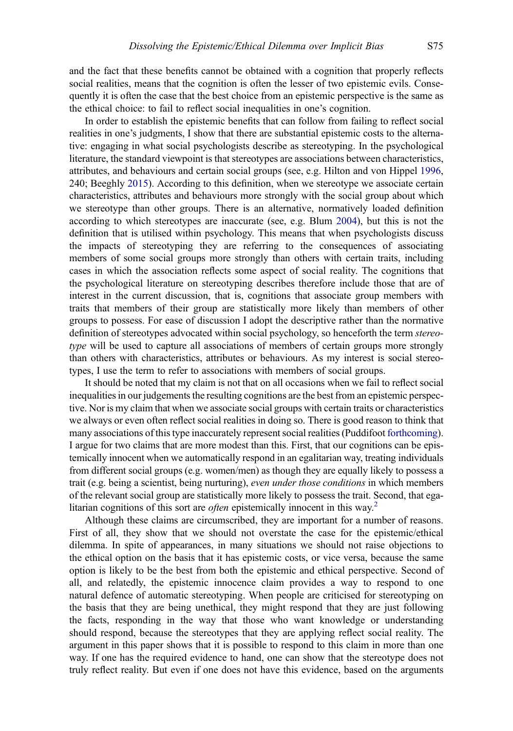and the fact that these benefits cannot be obtained with a cognition that properly reflects social realities, means that the cognition is often the lesser of two epistemic evils. Consequently it is often the case that the best choice from an epistemic perspective is the same as the ethical choice: to fail to reflect social inequalities in one's cognition.

In order to establish the epistemic benefits that can follow from failing to reflect social realities in one's judgments, I show that there are substantial epistemic costs to the alternative: engaging in what social psychologists describe as stereotyping. In the psychological literature, the standard viewpoint is that stereotypes are associations between characteristics, attributes, and behaviours and certain social groups (see, e.g. Hilton and von Hippel 1996, 240; Beeghly 2015). According to this definition, when we stereotype we associate certain characteristics, attributes and behaviours more strongly with the social group about which we stereotype than other groups. There is an alternative, normatively loaded definition according to which stereotypes are inaccurate (see, e.g. Blum 2004), but this is not the definition that is utilised within psychology. This means that when psychologists discuss the impacts of stereotyping they are referring to the consequences of associating members of some social groups more strongly than others with certain traits, including cases in which the association reflects some aspect of social reality. The cognitions that the psychological literature on stereotyping describes therefore include those that are of interest in the current discussion, that is, cognitions that associate group members with traits that members of their group are statistically more likely than members of other groups to possess. For ease of discussion I adopt the descriptive rather than the normative definition of stereotypes advocated within social psychology, so henceforth the term *stereotype* will be used to capture all associations of members of certain groups more strongly than others with characteristics, attributes or behaviours. As my interest is social stereotypes, I use the term to refer to associations with members of social groups.

It should be noted that my claim is not that on all occasions when we fail to reflect social inequalities in our judgements the resulting cognitions are the best from an epistemic perspective. Nor is my claim that when we associate social groups with certain traits or characteristics we always or even often reflect social realities in doing so. There is good reason to think that many associations of this type inaccurately represent social realities (Puddifoot forthcoming). I argue for two claims that are more modest than this. First, that our cognitions can be epistemically innocent when we automatically respond in an egalitarian way, treating individuals from different social groups (e.g. women/men) as though they are equally likely to possess a trait (e.g. being a scientist, being nurturing), *even under those conditions* in which members of the relevant social group are statistically more likely to possess the trait. Second, that egalitarian cognitions of this sort are *often* epistemically innocent in this way.[2]

Although these claims are circumscribed, they are important for a number of reasons. First of all, they show that we should not overstate the case for the epistemic/ethical dilemma. In spite of appearances, in many situations we should not raise objections to the ethical option on the basis that it has epistemic costs, or vice versa, because the same option is likely to be the best from both the epistemic and ethical perspective. Second of all, and relatedly, the epistemic innocence claim provides a way to respond to one natural defence of automatic stereotyping. When people are criticised for stereotyping on the basis that they are being unethical, they might respond that they are just following the facts, responding in the way that those who want knowledge or understanding should respond, because the stereotypes that they are applying reflect social reality. The argument in this paper shows that it is possible to respond to this claim in more than one way. If one has the required evidence to hand, one can show that the stereotype does not truly reflect reality. But even if one does not have this evidence, based on the arguments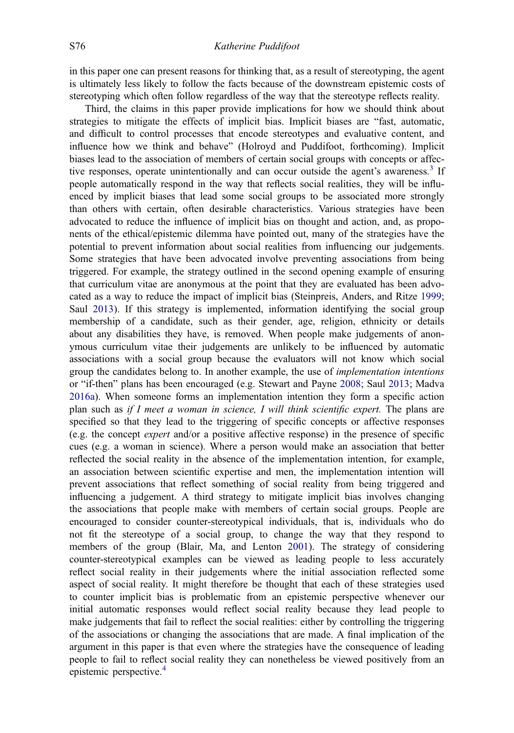in this paper one can present reasons for thinking that, as a result of stereotyping, the agent is ultimately less likely to follow the facts because of the downstream epistemic costs of stereotyping which often follow regardless of the way that the stereotype reflects reality.

Third, the claims in this paper provide implications for how we should think about strategies to mitigate the effects of implicit bias. Implicit biases are "fast, automatic, and difficult to control processes that encode stereotypes and evaluative content, and influence how we think and behave" (Holroyd and Puddifoot, forthcoming). Implicit biases lead to the association of members of certain social groups with concepts or affective responses, operate unintentionally and can occur outside the agent's awareness.[3] If people automatically respond in the way that reflects social realities, they will be influenced by implicit biases that lead some social groups to be associated more strongly than others with certain, often desirable characteristics. Various strategies have been advocated to reduce the influence of implicit bias on thought and action, and, as proponents of the ethical/epistemic dilemma have pointed out, many of the strategies have the potential to prevent information about social realities from influencing our judgements. Some strategies that have been advocated involve preventing associations from being triggered. For example, the strategy outlined in the second opening example of ensuring that curriculum vitae are anonymous at the point that they are evaluated has been advocated as a way to reduce the impact of implicit bias (Steinpreis, Anders, and Ritze 1999; Saul 2013). If this strategy is implemented, information identifying the social group membership of a candidate, such as their gender, age, religion, ethnicity or details about any disabilities they have, is removed. When people make judgements of anonymous curriculum vitae their judgements are unlikely to be influenced by automatic associations with a social group because the evaluators will not know which social group the candidates belong to. In another example, the use of *implementation intentions* or "if-then" plans has been encouraged (e.g. Stewart and Payne 2008; Saul 2013; Madva 2016a). When someone forms an implementation intention they form a specific action plan such as *if I meet a woman in science, I will think scientific expert.* The plans are specified so that they lead to the triggering of specific concepts or affective responses (e.g. the concept *expert* and/or a positive affective response) in the presence of specific cues (e.g. a woman in science). Where a person would make an association that better reflected the social reality in the absence of the implementation intention, for example, an association between scientific expertise and men, the implementation intention will prevent associations that reflect something of social reality from being triggered and influencing a judgement. A third strategy to mitigate implicit bias involves changing the associations that people make with members of certain social groups. People are encouraged to consider counter-stereotypical individuals, that is, individuals who do not fit the stereotype of a social group, to change the way that they respond to members of the group (Blair, Ma, and Lenton 2001). The strategy of considering counter-stereotypical examples can be viewed as leading people to less accurately reflect social reality in their judgements where the initial association reflected some aspect of social reality. It might therefore be thought that each of these strategies used to counter implicit bias is problematic from an epistemic perspective whenever our initial automatic responses would reflect social reality because they lead people to make judgements that fail to reflect the social realities: either by controlling the triggering of the associations or changing the associations that are made. A final implication of the argument in this paper is that even where the strategies have the consequence of leading people to fail to reflect social reality they can nonetheless be viewed positively from an epistemic perspective.[4]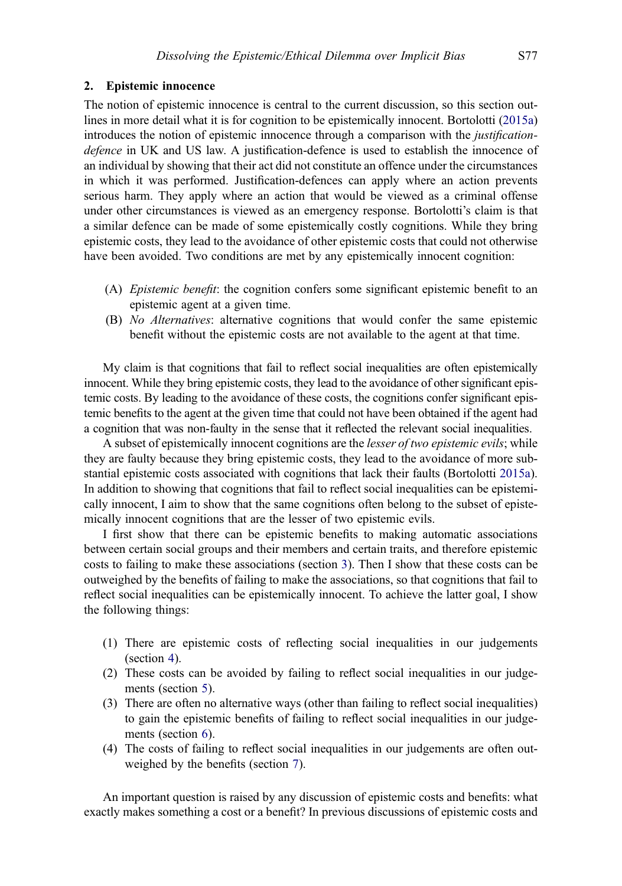## 2. Epistemic innocence

The notion of epistemic innocence is central to the current discussion, so this section outlines in more detail what it is for cognition to be epistemically innocent. Bortolotti (2015a) introduces the notion of epistemic innocence through a comparison with the *justification-defence* in UK and US law. A justification-defence is used to establish the innocence of an individual by showing that their act did not constitute an offence under the circumstances in which it was performed. Justification-defences can apply where an action prevents serious harm. They apply where an action that would be viewed as a criminal offense under other circumstances is viewed as an emergency response. Bortolotti's claim is that a similar defence can be made of some epistemically costly cognitions. While they bring epistemic costs, they lead to the avoidance of other epistemic costs that could not otherwise have been avoided. Two conditions are met by any epistemically innocent cognition:

(A) *Epistemic benefit*: the cognition confers some significant epistemic benefit to an epistemic agent at a given time.

(B) *No Alternatives*: alternative cognitions that would confer the same epistemic benefit without the epistemic costs are not available to the agent at that time.

My claim is that cognitions that fail to reflect social inequalities are often epistemically innocent. While they bring epistemic costs, they lead to the avoidance of other significant epistemic costs. By leading to the avoidance of these costs, the cognitions confer significant epistemic benefits to the agent at the given time that could not have been obtained if the agent had a cognition that was non-faulty in the sense that it reflected the relevant social inequalities.

A subset of epistemically innocent cognitions are the *lesser of two epistemic evils*; while they are faulty because they bring epistemic costs, they lead to the avoidance of more substantial epistemic costs associated with cognitions that lack their faults (Bortolotti 2015a). In addition to showing that cognitions that fail to reflect social inequalities can be epistemically innocent, I aim to show that the same cognitions often belong to the subset of epistemically innocent cognitions that are the lesser of two epistemic evils.

I first show that there can be epistemic benefits to making automatic associations between certain social groups and their members and certain traits, and therefore epistemic costs to failing to make these associations (section 3). Then I show that these costs can be outweighed by the benefits of failing to make the associations, so that cognitions that fail to reflect social inequalities can be epistemically innocent. To achieve the latter goal, I show the following things:

(1) There are epistemic costs of reflecting social inequalities in our judgements (section 4).

(2) These costs can be avoided by failing to reflect social inequalities in our judgements (section 5).

(3) There are often no alternative ways (other than failing to reflect social inequalities) to gain the epistemic benefits of failing to reflect social inequalities in our judgements (section 6).

(4) The costs of failing to reflect social inequalities in our judgements are often outweighed by the benefits (section 7).

An important question is raised by any discussion of epistemic costs and benefits: what exactly makes something a cost or a benefit? In previous discussions of epistemic costs and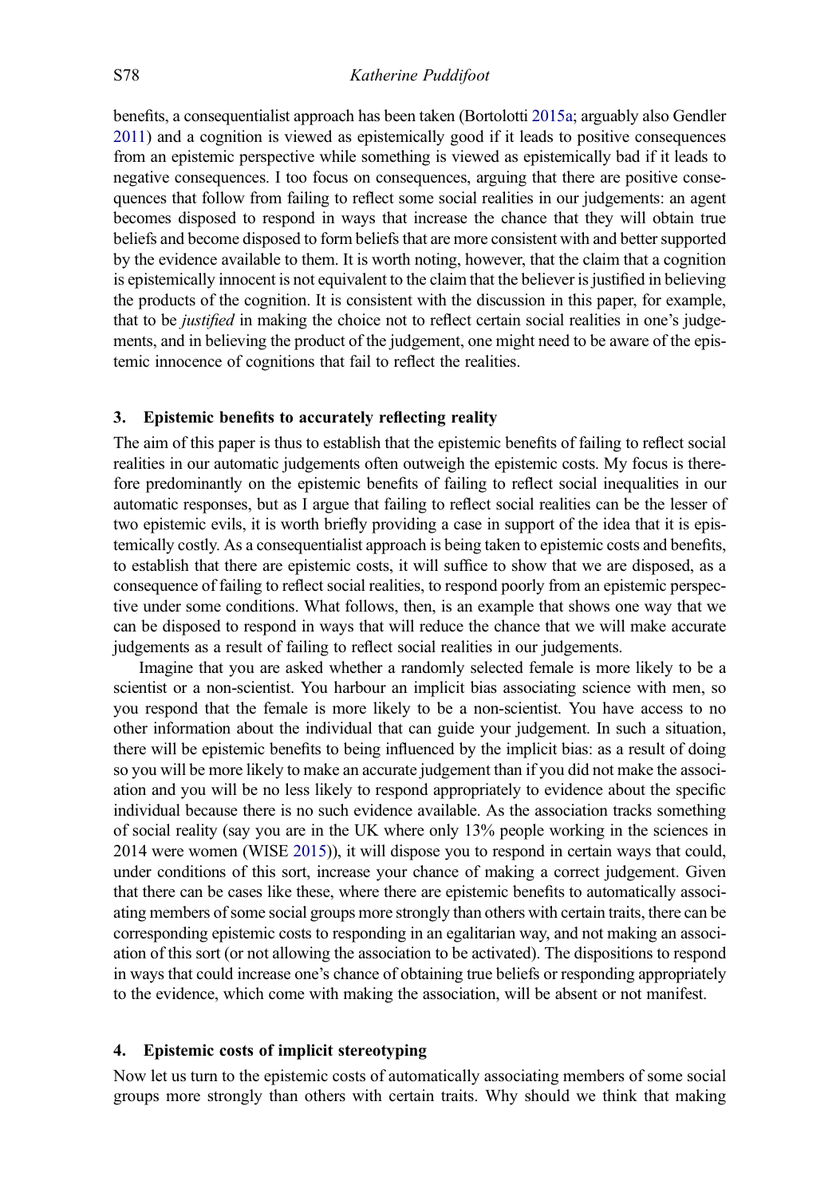benefits, a consequentialist approach has been taken (Bortolotti 2015a; arguably also Gendler 2011) and a cognition is viewed as epistemically good if it leads to positive consequences from an epistemic perspective while something is viewed as epistemically bad if it leads to negative consequences. I too focus on consequences, arguing that there are positive consequences that follow from failing to reflect some social realities in our judgements: an agent becomes disposed to respond in ways that increase the chance that they will obtain true beliefs and become disposed to form beliefs that are more consistent with and better supported by the evidence available to them. It is worth noting, however, that the claim that a cognition is epistemically innocent is not equivalent to the claim that the believer is justified in believing the products of the cognition. It is consistent with the discussion in this paper, for example, that to be *justified* in making the choice not to reflect certain social realities in one's judgements, and in believing the product of the judgement, one might need to be aware of the epistemic innocence of cognitions that fail to reflect the realities.

## 3. Epistemic benefits to accurately reflecting reality

The aim of this paper is thus to establish that the epistemic benefits of failing to reflect social realities in our automatic judgements often outweigh the epistemic costs. My focus is therefore predominantly on the epistemic benefits of failing to reflect social inequalities in our automatic responses, but as I argue that failing to reflect social realities can be the lesser of two epistemic evils, it is worth briefly providing a case in support of the idea that it is epistemically costly. As a consequentialist approach is being taken to epistemic costs and benefits, to establish that there are epistemic costs, it will suffice to show that we are disposed, as a consequence of failing to reflect social realities, to respond poorly from an epistemic perspective under some conditions. What follows, then, is an example that shows one way that we can be disposed to respond in ways that will reduce the chance that we will make accurate judgements as a result of failing to reflect social realities in our judgements.

Imagine that you are asked whether a randomly selected female is more likely to be a scientist or a non-scientist. You harbour an implicit bias associating science with men, so you respond that the female is more likely to be a non-scientist. You have access to no other information about the individual that can guide your judgement. In such a situation, there will be epistemic benefits to being influenced by the implicit bias: as a result of doing so you will be more likely to make an accurate judgement than if you did not make the association and you will be no less likely to respond appropriately to evidence about the specific individual because there is no such evidence available. As the association tracks something of social reality (say you are in the UK where only 13% people working in the sciences in 2014 were women (WISE 2015)), it will dispose you to respond in certain ways that could, under conditions of this sort, increase your chance of making a correct judgement. Given that there can be cases like these, where there are epistemic benefits to automatically associating members of some social groups more strongly than others with certain traits, there can be corresponding epistemic costs to responding in an egalitarian way, and not making an association of this sort (or not allowing the association to be activated). The dispositions to respond in ways that could increase one's chance of obtaining true beliefs or responding appropriately to the evidence, which come with making the association, will be absent or not manifest.

## 4. Epistemic costs of implicit stereotyping

Now let us turn to the epistemic costs of automatically associating members of some social groups more strongly than others with certain traits. Why should we think that making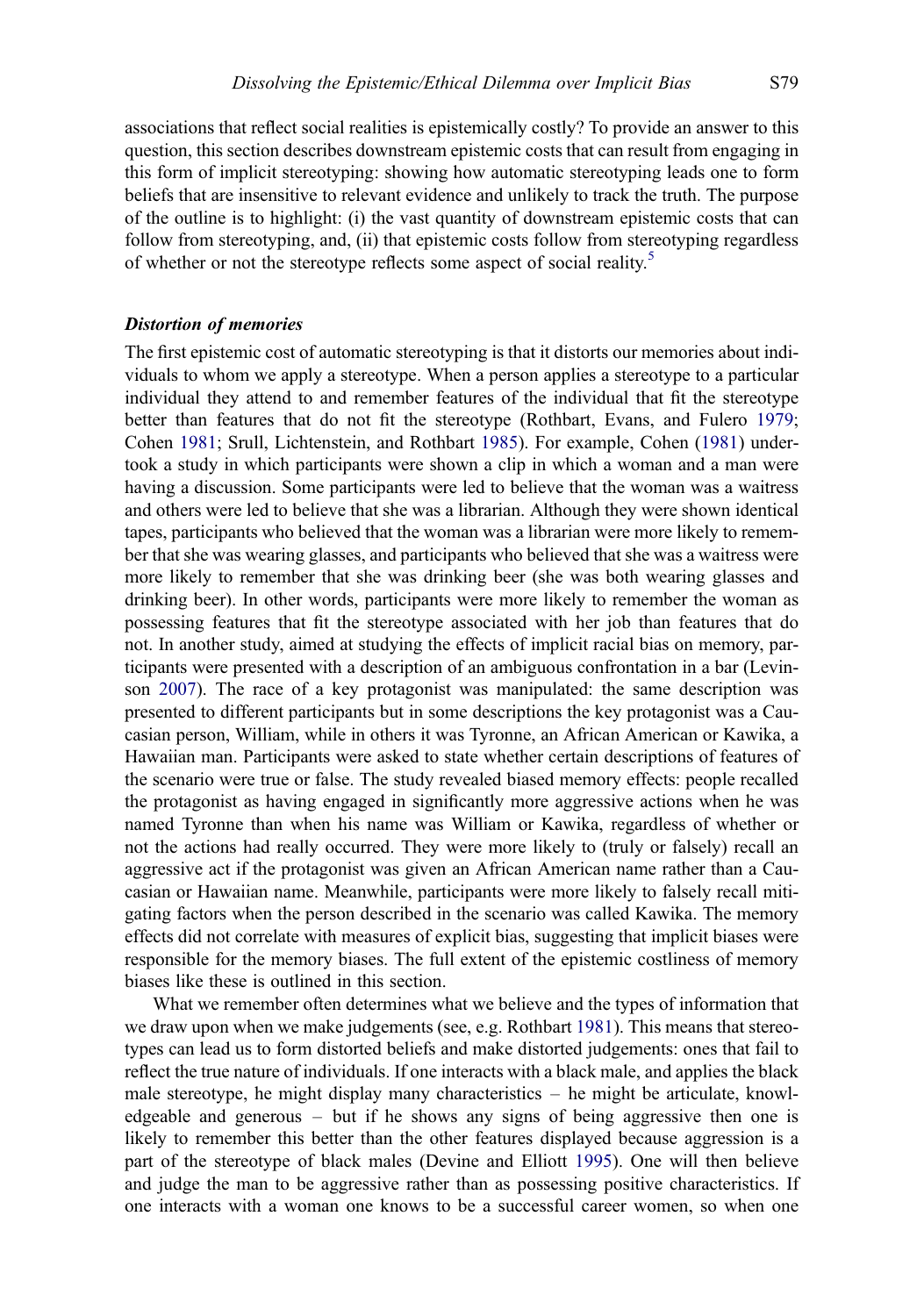associations that reflect social realities is epistemically costly? To provide an answer to this question, this section describes downstream epistemic costs that can result from engaging in this form of implicit stereotyping: showing how automatic stereotyping leads one to form beliefs that are insensitive to relevant evidence and unlikely to track the truth. The purpose of the outline is to highlight: (i) the vast quantity of downstream epistemic costs that can follow from stereotyping, and, (ii) that epistemic costs follow from stereotyping regardless of whether or not the stereotype reflects some aspect of social reality.[5]

### *Distortion of memories*

The first epistemic cost of automatic stereotyping is that it distorts our memories about individuals to whom we apply a stereotype. When a person applies a stereotype to a particular individual they attend to and remember features of the individual that fit the stereotype better than features that do not fit the stereotype (Rothbart, Evans, and Fulero 1979; Cohen 1981; Srull, Lichtenstein, and Rothbart 1985). For example, Cohen (1981) undertook a study in which participants were shown a clip in which a woman and a man were having a discussion. Some participants were led to believe that the woman was a waitress and others were led to believe that she was a librarian. Although they were shown identical tapes, participants who believed that the woman was a librarian were more likely to remember that she was wearing glasses, and participants who believed that she was a waitress were more likely to remember that she was drinking beer (she was both wearing glasses and drinking beer). In other words, participants were more likely to remember the woman as possessing features that fit the stereotype associated with her job than features that do not. In another study, aimed at studying the effects of implicit racial bias on memory, participants were presented with a description of an ambiguous confrontation in a bar (Levinson 2007). The race of a key protagonist was manipulated: the same description was presented to different participants but in some descriptions the key protagonist was a Caucasian person, William, while in others it was Tyronne, an African American or Kawika, a Hawaiian man. Participants were asked to state whether certain descriptions of features of the scenario were true or false. The study revealed biased memory effects: people recalled the protagonist as having engaged in significantly more aggressive actions when he was named Tyronne than when his name was William or Kawika, regardless of whether or not the actions had really occurred. They were more likely to (truly or falsely) recall an aggressive act if the protagonist was given an African American name rather than a Caucasian or Hawaiian name. Meanwhile, participants were more likely to falsely recall mitigating factors when the person described in the scenario was called Kawika. The memory effects did not correlate with measures of explicit bias, suggesting that implicit biases were responsible for the memory biases. The full extent of the epistemic costliness of memory biases like these is outlined in this section.

What we remember often determines what we believe and the types of information that we draw upon when we make judgements (see, e.g. Rothbart 1981). This means that stereotypes can lead us to form distorted beliefs and make distorted judgements: ones that fail to reflect the true nature of individuals. If one interacts with a black male, and applies the black male stereotype, he might display many characteristics – he might be articulate, knowledgeable and generous – but if he shows any signs of being aggressive then one is likely to remember this better than the other features displayed because aggression is a part of the stereotype of black males (Devine and Elliott 1995). One will then believe and judge the man to be aggressive rather than as possessing positive characteristics. If one interacts with a woman one knows to be a successful career women, so when one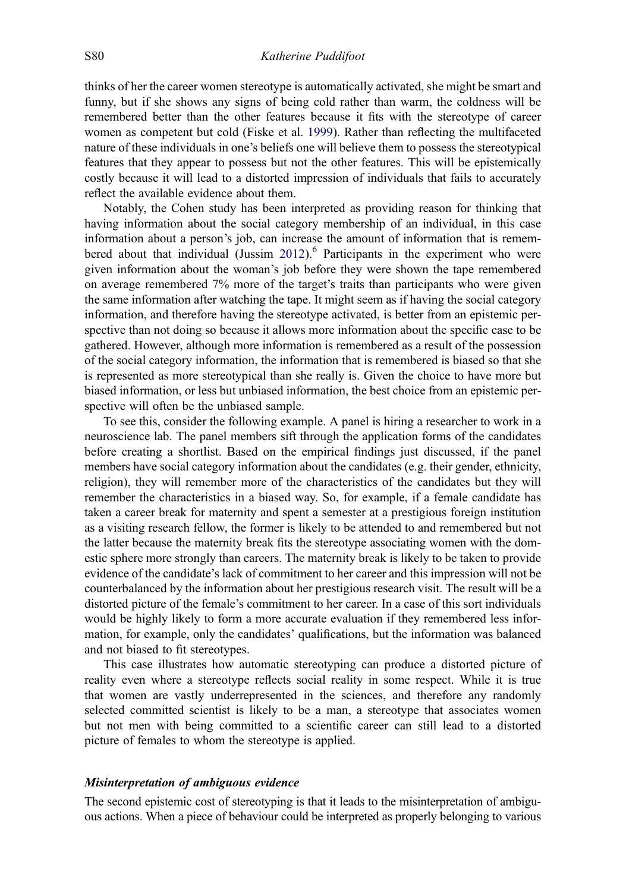thinks of her the career women stereotype is automatically activated, she might be smart and funny, but if she shows any signs of being cold rather than warm, the coldness will be remembered better than the other features because it fits with the stereotype of career women as competent but cold (Fiske et al. 1999). Rather than reflecting the multifaceted nature of these individuals in one's beliefs one will believe them to possess the stereotypical features that they appear to possess but not the other features. This will be epistemically costly because it will lead to a distorted impression of individuals that fails to accurately reflect the available evidence about them.

Notably, the Cohen study has been interpreted as providing reason for thinking that having information about the social category membership of an individual, in this case information about a person's job, can increase the amount of information that is remembered about that individual (Jussim 2012).[6] Participants in the experiment who were given information about the woman's job before they were shown the tape remembered on average remembered 7% more of the target's traits than participants who were given the same information after watching the tape. It might seem as if having the social category information, and therefore having the stereotype activated, is better from an epistemic perspective than not doing so because it allows more information about the specific case to be gathered. However, although more information is remembered as a result of the possession of the social category information, the information that is remembered is biased so that she is represented as more stereotypical than she really is. Given the choice to have more but biased information, or less but unbiased information, the best choice from an epistemic perspective will often be the unbiased sample.

To see this, consider the following example. A panel is hiring a researcher to work in a neuroscience lab. The panel members sift through the application forms of the candidates before creating a shortlist. Based on the empirical findings just discussed, if the panel members have social category information about the candidates (e.g. their gender, ethnicity, religion), they will remember more of the characteristics of the candidates but they will remember the characteristics in a biased way. So, for example, if a female candidate has taken a career break for maternity and spent a semester at a prestigious foreign institution as a visiting research fellow, the former is likely to be attended to and remembered but not the latter because the maternity break fits the stereotype associating women with the domestic sphere more strongly than careers. The maternity break is likely to be taken to provide evidence of the candidate's lack of commitment to her career and this impression will not be counterbalanced by the information about her prestigious research visit. The result will be a distorted picture of the female's commitment to her career. In a case of this sort individuals would be highly likely to form a more accurate evaluation if they remembered less information, for example, only the candidates' qualifications, but the information was balanced and not biased to fit stereotypes.

This case illustrates how automatic stereotyping can produce a distorted picture of reality even where a stereotype reflects social reality in some respect. While it is true that women are vastly underrepresented in the sciences, and therefore any randomly selected committed scientist is likely to be a man, a stereotype that associates women but not men with being committed to a scientific career can still lead to a distorted picture of females to whom the stereotype is applied.

### *Misinterpretation of ambiguous evidence*

The second epistemic cost of stereotyping is that it leads to the misinterpretation of ambiguous actions. When a piece of behaviour could be interpreted as properly belonging to various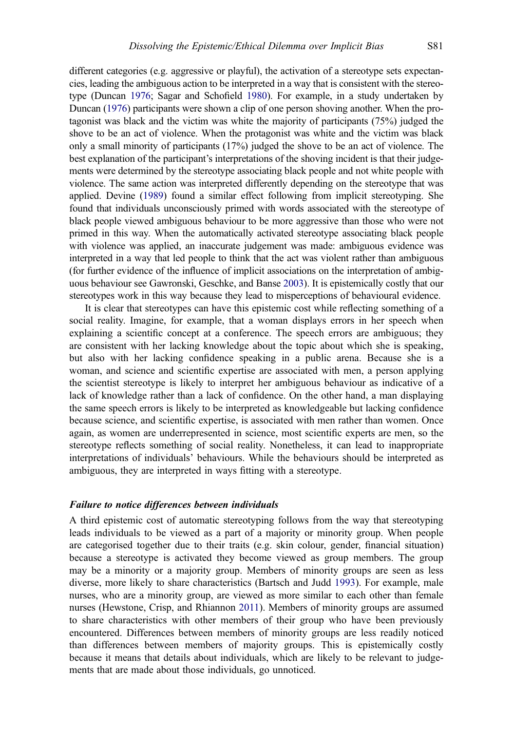different categories (e.g. aggressive or playful), the activation of a stereotype sets expectancies, leading the ambiguous action to be interpreted in a way that is consistent with the stereotype (Duncan 1976; Sagar and Schofield 1980). For example, in a study undertaken by Duncan (1976) participants were shown a clip of one person shoving another. When the protagonist was black and the victim was white the majority of participants (75%) judged the shove to be an act of violence. When the protagonist was white and the victim was black only a small minority of participants (17%) judged the shove to be an act of violence. The best explanation of the participant's interpretations of the shoving incident is that their judgements were determined by the stereotype associating black people and not white people with violence. The same action was interpreted differently depending on the stereotype that was applied. Devine (1989) found a similar effect following from implicit stereotyping. She found that individuals unconsciously primed with words associated with the stereotype of black people viewed ambiguous behaviour to be more aggressive than those who were not primed in this way. When the automatically activated stereotype associating black people with violence was applied, an inaccurate judgement was made: ambiguous evidence was interpreted in a way that led people to think that the act was violent rather than ambiguous (for further evidence of the influence of implicit associations on the interpretation of ambiguous behaviour see Gawronski, Geschke, and Banse 2003). It is epistemically costly that our stereotypes work in this way because they lead to misperceptions of behavioural evidence.

It is clear that stereotypes can have this epistemic cost while reflecting something of a social reality. Imagine, for example, that a woman displays errors in her speech when explaining a scientific concept at a conference. The speech errors are ambiguous; they are consistent with her lacking knowledge about the topic about which she is speaking, but also with her lacking confidence speaking in a public arena. Because she is a woman, and science and scientific expertise are associated with men, a person applying the scientist stereotype is likely to interpret her ambiguous behaviour as indicative of a lack of knowledge rather than a lack of confidence. On the other hand, a man displaying the same speech errors is likely to be interpreted as knowledgeable but lacking confidence because science, and scientific expertise, is associated with men rather than women. Once again, as women are underrepresented in science, most scientific experts are men, so the stereotype reflects something of social reality. Nonetheless, it can lead to inappropriate interpretations of individuals' behaviours. While the behaviours should be interpreted as ambiguous, they are interpreted in ways fitting with a stereotype.

### *Failure to notice differences between individuals*

A third epistemic cost of automatic stereotyping follows from the way that stereotyping leads individuals to be viewed as a part of a majority or minority group. When people are categorised together due to their traits (e.g. skin colour, gender, financial situation) because a stereotype is activated they become viewed as group members. The group may be a minority or a majority group. Members of minority groups are seen as less diverse, more likely to share characteristics (Bartsch and Judd 1993). For example, male nurses, who are a minority group, are viewed as more similar to each other than female nurses (Hewstone, Crisp, and Rhiannon 2011). Members of minority groups are assumed to share characteristics with other members of their group who have been previously encountered. Differences between members of minority groups are less readily noticed than differences between members of majority groups. This is epistemically costly because it means that details about individuals, which are likely to be relevant to judgements that are made about those individuals, go unnoticed.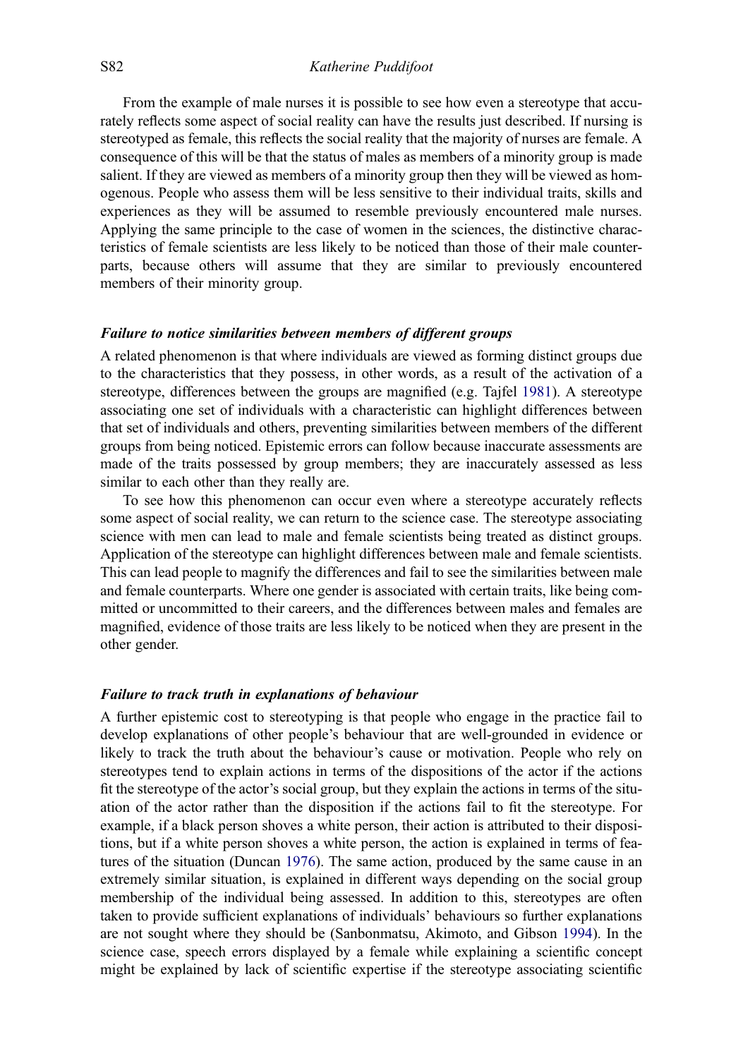From the example of male nurses it is possible to see how even a stereotype that accurately reflects some aspect of social reality can have the results just described. If nursing is stereotyped as female, this reflects the social reality that the majority of nurses are female. A consequence of this will be that the status of males as members of a minority group is made salient. If they are viewed as members of a minority group then they will be viewed as homogenous. People who assess them will be less sensitive to their individual traits, skills and experiences as they will be assumed to resemble previously encountered male nurses. Applying the same principle to the case of women in the sciences, the distinctive characteristics of female scientists are less likely to be noticed than those of their male counterparts, because others will assume that they are similar to previously encountered members of their minority group.

### *Failure to notice similarities between members of different groups*

A related phenomenon is that where individuals are viewed as forming distinct groups due to the characteristics that they possess, in other words, as a result of the activation of a stereotype, differences between the groups are magnified (e.g. Tajfel 1981). A stereotype associating one set of individuals with a characteristic can highlight differences between that set of individuals and others, preventing similarities between members of the different groups from being noticed. Epistemic errors can follow because inaccurate assessments are made of the traits possessed by group members; they are inaccurately assessed as less similar to each other than they really are.

To see how this phenomenon can occur even where a stereotype accurately reflects some aspect of social reality, we can return to the science case. The stereotype associating science with men can lead to male and female scientists being treated as distinct groups. Application of the stereotype can highlight differences between male and female scientists. This can lead people to magnify the differences and fail to see the similarities between male and female counterparts. Where one gender is associated with certain traits, like being committed or uncommitted to their careers, and the differences between males and females are magnified, evidence of those traits are less likely to be noticed when they are present in the other gender.

### *Failure to track truth in explanations of behaviour*

A further epistemic cost to stereotyping is that people who engage in the practice fail to develop explanations of other people's behaviour that are well-grounded in evidence or likely to track the truth about the behaviour's cause or motivation. People who rely on stereotypes tend to explain actions in terms of the dispositions of the actor if the actions fit the stereotype of the actor's social group, but they explain the actions in terms of the situation of the actor rather than the disposition if the actions fail to fit the stereotype. For example, if a black person shoves a white person, their action is attributed to their dispositions, but if a white person shoves a white person, the action is explained in terms of features of the situation (Duncan 1976). The same action, produced by the same cause in an extremely similar situation, is explained in different ways depending on the social group membership of the individual being assessed. In addition to this, stereotypes are often taken to provide sufficient explanations of individuals' behaviours so further explanations are not sought where they should be (Sanbonmatsu, Akimoto, and Gibson 1994). In the science case, speech errors displayed by a female while explaining a scientific concept might be explained by lack of scientific expertise if the stereotype associating scientific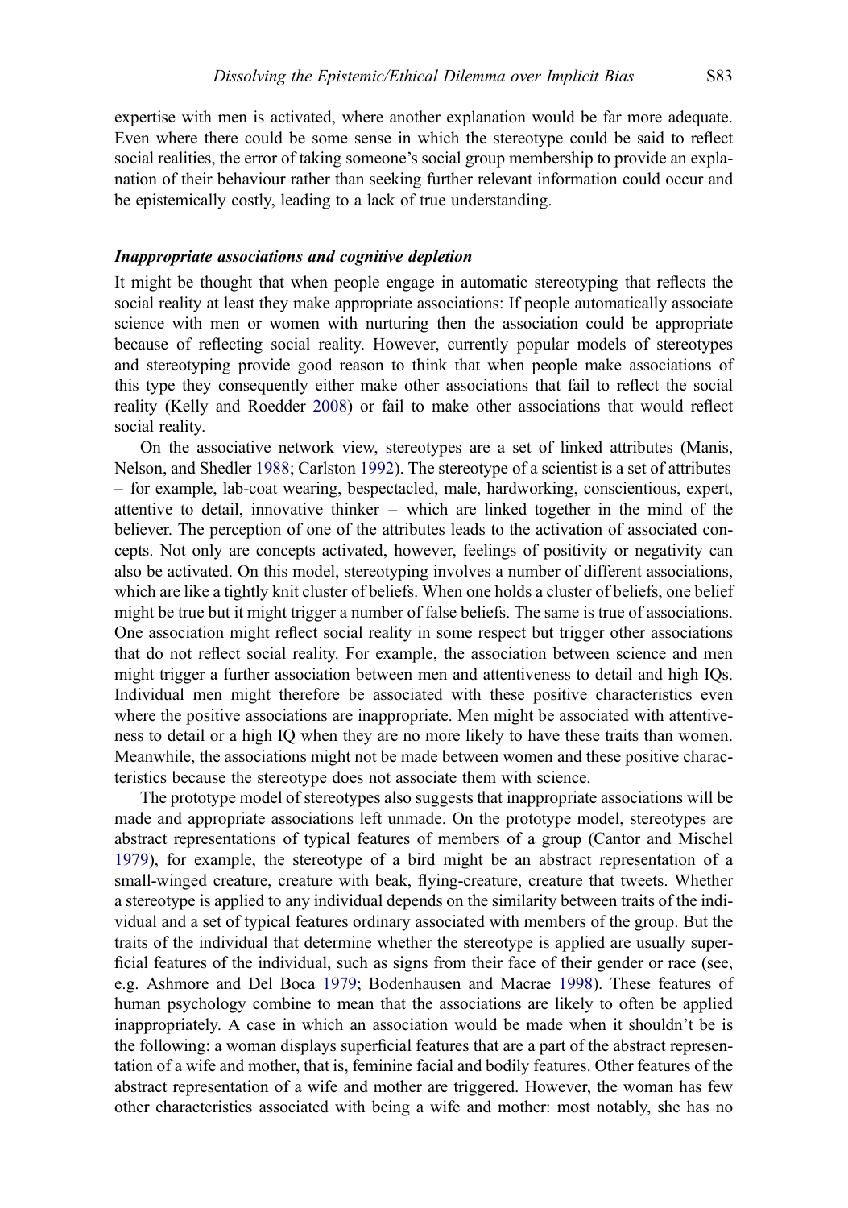expertise with men is activated, where another explanation would be far more adequate. Even where there could be some sense in which the stereotype could be said to reflect social realities, the error of taking someone's social group membership to provide an explanation of their behaviour rather than seeking further relevant information could occur and be epistemically costly, leading to a lack of true understanding.

#### *Inappropriate associations and cognitive depletion*

It might be thought that when people engage in automatic stereotyping that reflects the social reality at least they make appropriate associations: If people automatically associate science with men or women with nurturing then the association could be appropriate because of reflecting social reality. However, currently popular models of stereotypes and stereotyping provide good reason to think that when people make associations of this type they consequently either make other associations that fail to reflect the social reality (Kelly and Roedder 2008) or fail to make other associations that would reflect social reality.

On the associative network view, stereotypes are a set of linked attributes (Manis, Nelson, and Shedler 1988; Carlston 1992). The stereotype of a scientist is a set of attributes – for example, lab-coat wearing, bespectacled, male, hardworking, conscientious, expert, attentive to detail, innovative thinker – which are linked together in the mind of the believer. The perception of one of the attributes leads to the activation of associated concepts. Not only are concepts activated, however, feelings of positivity or negativity can also be activated. On this model, stereotyping involves a number of different associations, which are like a tightly knit cluster of beliefs. When one holds a cluster of beliefs, one belief might be true but it might trigger a number of false beliefs. The same is true of associations. One association might reflect social reality in some respect but trigger other associations that do not reflect social reality. For example, the association between science and men might trigger a further association between men and attentiveness to detail and high IQs. Individual men might therefore be associated with these positive characteristics even where the positive associations are inappropriate. Men might be associated with attentiveness to detail or a high IQ when they are no more likely to have these traits than women. Meanwhile, the associations might not be made between women and these positive characteristics because the stereotype does not associate them with science.

The prototype model of stereotypes also suggests that inappropriate associations will be made and appropriate associations left unmade. On the prototype model, stereotypes are abstract representations of typical features of members of a group (Cantor and Mischel 1979), for example, the stereotype of a bird might be an abstract representation of a small-winged creature, creature with beak, flying-creature, creature that tweets. Whether a stereotype is applied to any individual depends on the similarity between traits of the individual and a set of typical features ordinary associated with members of the group. But the traits of the individual that determine whether the stereotype is applied are usually superficial features of the individual, such as signs from their face of their gender or race (see, e.g. Ashmore and Del Boca 1979; Bodenhausen and Macrae 1998). These features of human psychology combine to mean that the associations are likely to often be applied inappropriately. A case in which an association would be made when it shouldn't be is the following: a woman displays superficial features that are a part of the abstract representation of a wife and mother, that is, feminine facial and bodily features. Other features of the abstract representation of a wife and mother are triggered. However, the woman has few other characteristics associated with being a wife and mother: most notably, she has no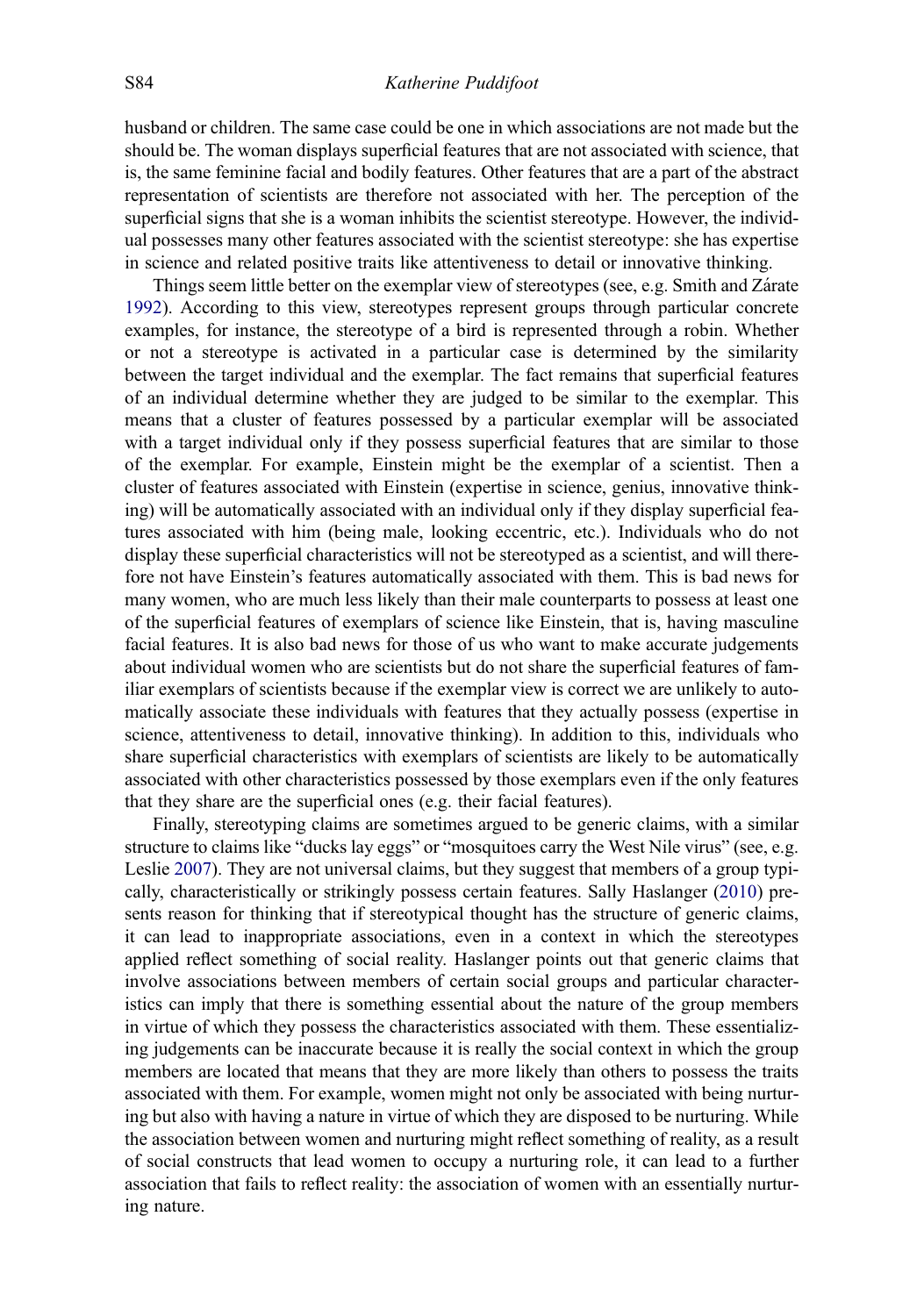husband or children. The same case could be one in which associations are not made but the should be. The woman displays superficial features that are not associated with science, that is, the same feminine facial and bodily features. Other features that are a part of the abstract representation of scientists are therefore not associated with her. The perception of the superficial signs that she is a woman inhibits the scientist stereotype. However, the individual possesses many other features associated with the scientist stereotype: she has expertise in science and related positive traits like attentiveness to detail or innovative thinking.

Things seem little better on the exemplar view of stereotypes (see, e.g. Smith and Zárate 1992). According to this view, stereotypes represent groups through particular concrete examples, for instance, the stereotype of a bird is represented through a robin. Whether or not a stereotype is activated in a particular case is determined by the similarity between the target individual and the exemplar. The fact remains that superficial features of an individual determine whether they are judged to be similar to the exemplar. This means that a cluster of features possessed by a particular exemplar will be associated with a target individual only if they possess superficial features that are similar to those of the exemplar. For example, Einstein might be the exemplar of a scientist. Then a cluster of features associated with Einstein (expertise in science, genius, innovative thinking) will be automatically associated with an individual only if they display superficial features associated with him (being male, looking eccentric, etc.). Individuals who do not display these superficial characteristics will not be stereotyped as a scientist, and will therefore not have Einstein's features automatically associated with them. This is bad news for many women, who are much less likely than their male counterparts to possess at least one of the superficial features of exemplars of science like Einstein, that is, having masculine facial features. It is also bad news for those of us who want to make accurate judgements about individual women who are scientists but do not share the superficial features of familiar exemplars of scientists because if the exemplar view is correct we are unlikely to automatically associate these individuals with features that they actually possess (expertise in science, attentiveness to detail, innovative thinking). In addition to this, individuals who share superficial characteristics with exemplars of scientists are likely to be automatically associated with other characteristics possessed by those exemplars even if the only features that they share are the superficial ones (e.g. their facial features).

Finally, stereotyping claims are sometimes argued to be generic claims, with a similar structure to claims like "ducks lay eggs" or "mosquitoes carry the West Nile virus" (see, e.g. Leslie 2007). They are not universal claims, but they suggest that members of a group typically, characteristically or strikingly possess certain features. Sally Haslanger (2010) presents reason for thinking that if stereotypical thought has the structure of generic claims, it can lead to inappropriate associations, even in a context in which the stereotypes applied reflect something of social reality. Haslanger points out that generic claims that involve associations between members of certain social groups and particular characteristics can imply that there is something essential about the nature of the group members in virtue of which they possess the characteristics associated with them. These essentializing judgements can be inaccurate because it is really the social context in which the group members are located that means that they are more likely than others to possess the traits associated with them. For example, women might not only be associated with being nurturing but also with having a nature in virtue of which they are disposed to be nurturing. While the association between women and nurturing might reflect something of reality, as a result of social constructs that lead women to occupy a nurturing role, it can lead to a further association that fails to reflect reality: the association of women with an essentially nurturing nature.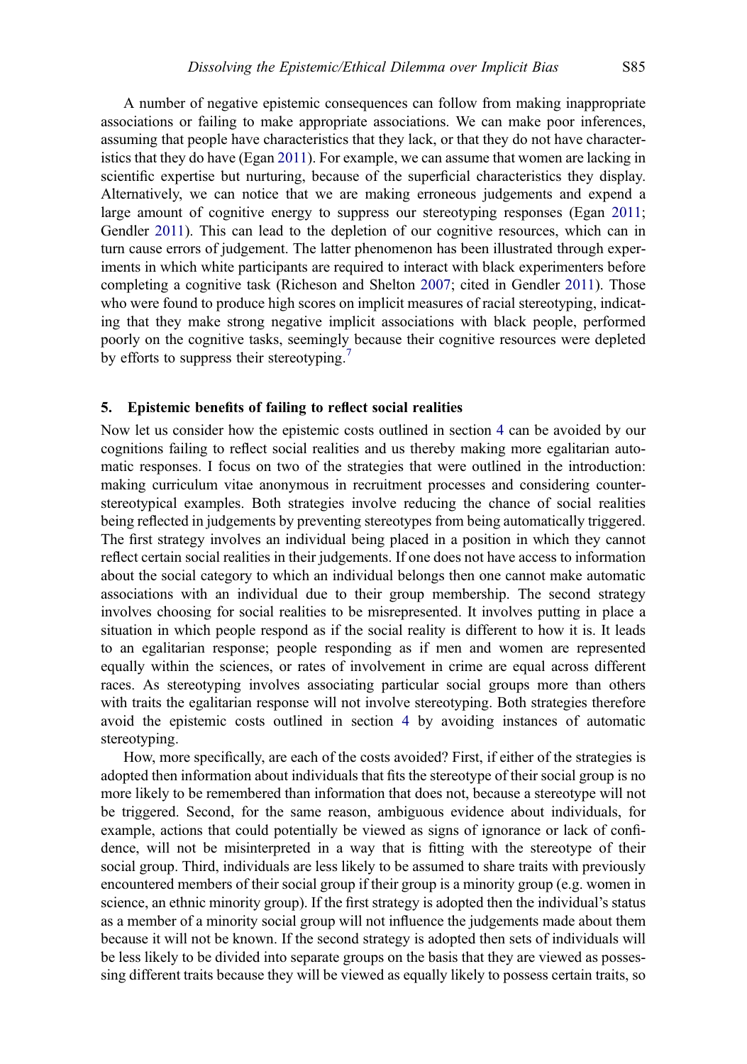A number of negative epistemic consequences can follow from making inappropriate associations or failing to make appropriate associations. We can make poor inferences, assuming that people have characteristics that they lack, or that they do not have characteristics that they do have (Egan 2011). For example, we can assume that women are lacking in scientific expertise but nurturing, because of the superficial characteristics they display. Alternatively, we can notice that we are making erroneous judgements and expend a large amount of cognitive energy to suppress our stereotyping responses (Egan 2011; Gendler 2011). This can lead to the depletion of our cognitive resources, which can in turn cause errors of judgement. The latter phenomenon has been illustrated through experiments in which white participants are required to interact with black experimenters before completing a cognitive task (Richeson and Shelton 2007; cited in Gendler 2011). Those who were found to produce high scores on implicit measures of racial stereotyping, indicating that they make strong negative implicit associations with black people, performed poorly on the cognitive tasks, seemingly because their cognitive resources were depleted by efforts to suppress their stereotyping.[7]

## 5. Epistemic benefits of failing to reflect social realities

Now let us consider how the epistemic costs outlined in section 4 can be avoided by our cognitions failing to reflect social realities and us thereby making more egalitarian automatic responses. I focus on two of the strategies that were outlined in the introduction: making curriculum vitae anonymous in recruitment processes and considering counter-stereotypical examples. Both strategies involve reducing the chance of social realities being reflected in judgements by preventing stereotypes from being automatically triggered. The first strategy involves an individual being placed in a position in which they cannot reflect certain social realities in their judgements. If one does not have access to information about the social category to which an individual belongs then one cannot make automatic associations with an individual due to their group membership. The second strategy involves choosing for social realities to be misrepresented. It involves putting in place a situation in which people respond as if the social reality is different to how it is. It leads to an egalitarian response; people responding as if men and women are represented equally within the sciences, or rates of involvement in crime are equal across different races. As stereotyping involves associating particular social groups more than others with traits the egalitarian response will not involve stereotyping. Both strategies therefore avoid the epistemic costs outlined in section 4 by avoiding instances of automatic stereotyping.

How, more specifically, are each of the costs avoided? First, if either of the strategies is adopted then information about individuals that fits the stereotype of their social group is no more likely to be remembered than information that does not, because a stereotype will not be triggered. Second, for the same reason, ambiguous evidence about individuals, for example, actions that could potentially be viewed as signs of ignorance or lack of confidence, will not be misinterpreted in a way that is fitting with the stereotype of their social group. Third, individuals are less likely to be assumed to share traits with previously encountered members of their social group if their group is a minority group (e.g. women in science, an ethnic minority group). If the first strategy is adopted then the individual's status as a member of a minority social group will not influence the judgements made about them because it will not be known. If the second strategy is adopted then sets of individuals will be less likely to be divided into separate groups on the basis that they are viewed as possessing different traits because they will be viewed as equally likely to possess certain traits, so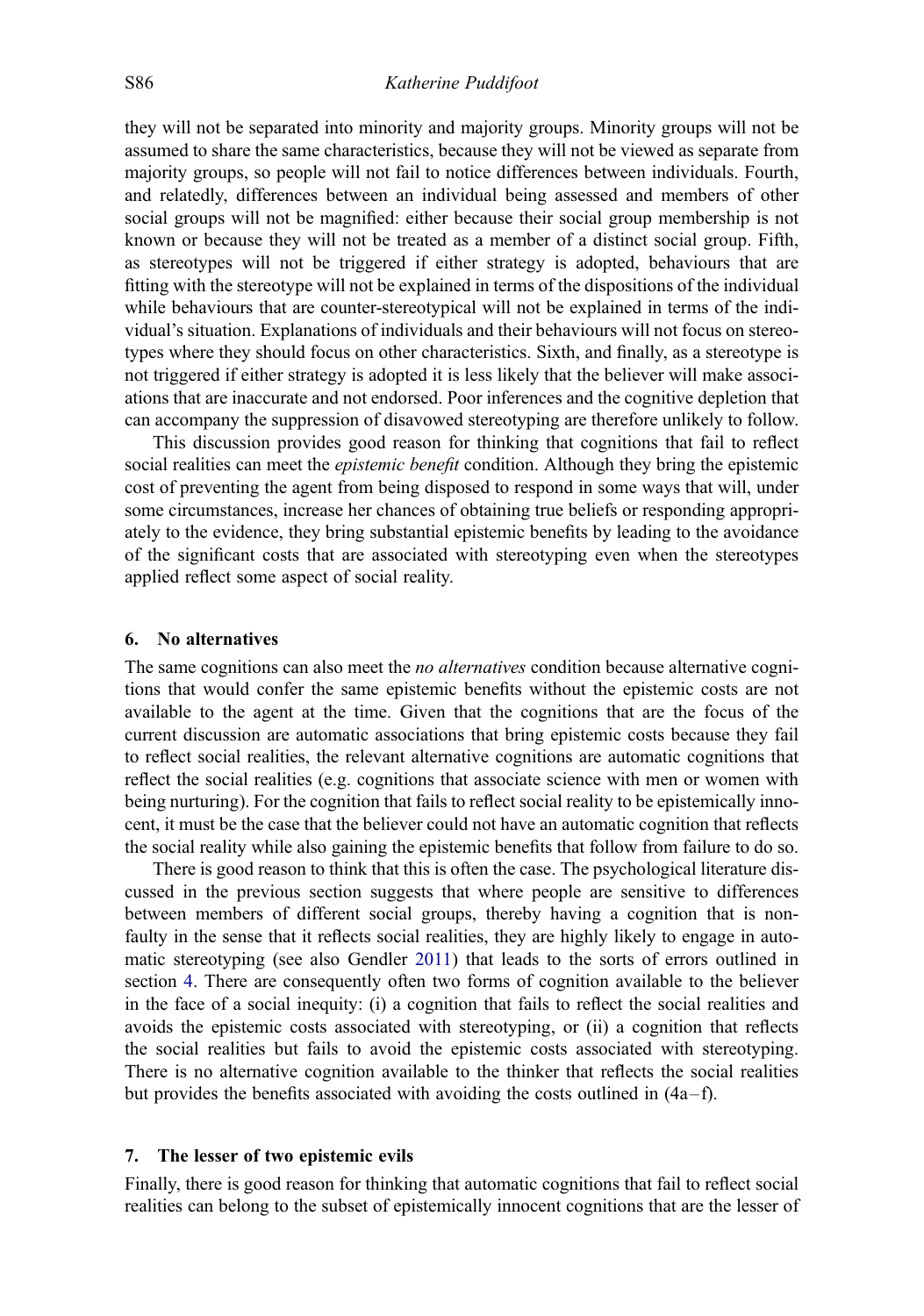they will not be separated into minority and majority groups. Minority groups will not be assumed to share the same characteristics, because they will not be viewed as separate from majority groups, so people will not fail to notice differences between individuals. Fourth, and relatedly, differences between an individual being assessed and members of other social groups will not be magnified: either because their social group membership is not known or because they will not be treated as a member of a distinct social group. Fifth, as stereotypes will not be triggered if either strategy is adopted, behaviours that are fitting with the stereotype will not be explained in terms of the dispositions of the individual while behaviours that are counter-stereotypical will not be explained in terms of the individual's situation. Explanations of individuals and their behaviours will not focus on stereotypes where they should focus on other characteristics. Sixth, and finally, as a stereotype is not triggered if either strategy is adopted it is less likely that the believer will make associations that are inaccurate and not endorsed. Poor inferences and the cognitive depletion that can accompany the suppression of disavowed stereotyping are therefore unlikely to follow.

This discussion provides good reason for thinking that cognitions that fail to reflect social realities can meet the *epistemic benefit* condition. Although they bring the epistemic cost of preventing the agent from being disposed to respond in some ways that will, under some circumstances, increase her chances of obtaining true beliefs or responding appropriately to the evidence, they bring substantial epistemic benefits by leading to the avoidance of the significant costs that are associated with stereotyping even when the stereotypes applied reflect some aspect of social reality.

## 6. No alternatives

The same cognitions can also meet the *no alternatives* condition because alternative cognitions that would confer the same epistemic benefits without the epistemic costs are not available to the agent at the time. Given that the cognitions that are the focus of the current discussion are automatic associations that bring epistemic costs because they fail to reflect social realities, the relevant alternative cognitions are automatic cognitions that reflect the social realities (e.g. cognitions that associate science with men or women with being nurturing). For the cognition that fails to reflect social reality to be epistemically innocent, it must be the case that the believer could not have an automatic cognition that reflects the social reality while also gaining the epistemic benefits that follow from failure to do so.

There is good reason to think that this is often the case. The psychological literature discussed in the previous section suggests that where people are sensitive to differences between members of different social groups, thereby having a cognition that is non-faulty in the sense that it reflects social realities, they are highly likely to engage in automatic stereotyping (see also Gendler 2011) that leads to the sorts of errors outlined in section 4. There are consequently often two forms of cognition available to the believer in the face of a social inequity: (i) a cognition that fails to reflect the social realities and avoids the epistemic costs associated with stereotyping, or (ii) a cognition that reflects the social realities but fails to avoid the epistemic costs associated with stereotyping. There is no alternative cognition available to the thinker that reflects the social realities but provides the benefits associated with avoiding the costs outlined in (4a–f).

## 7. The lesser of two epistemic evils

Finally, there is good reason for thinking that automatic cognitions that fail to reflect social realities can belong to the subset of epistemically innocent cognitions that are the lesser of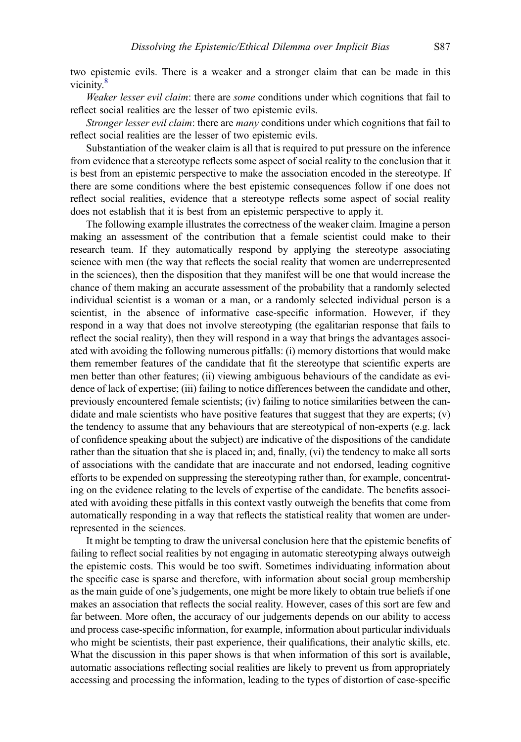two epistemic evils. There is a weaker and a stronger claim that can be made in this vicinity.[8]

*Weaker lesser evil claim*: there are *some* conditions under which cognitions that fail to reflect social realities are the lesser of two epistemic evils.

*Stronger lesser evil claim*: there are *many* conditions under which cognitions that fail to reflect social realities are the lesser of two epistemic evils.

Substantiation of the weaker claim is all that is required to put pressure on the inference from evidence that a stereotype reflects some aspect of social reality to the conclusion that it is best from an epistemic perspective to make the association encoded in the stereotype. If there are some conditions where the best epistemic consequences follow if one does not reflect social realities, evidence that a stereotype reflects some aspect of social reality does not establish that it is best from an epistemic perspective to apply it.

The following example illustrates the correctness of the weaker claim. Imagine a person making an assessment of the contribution that a female scientist could make to their research team. If they automatically respond by applying the stereotype associating science with men (the way that reflects the social reality that women are underrepresented in the sciences), then the disposition that they manifest will be one that would increase the chance of them making an accurate assessment of the probability that a randomly selected individual scientist is a woman or a man, or a randomly selected individual person is a scientist, in the absence of informative case-specific information. However, if they respond in a way that does not involve stereotyping (the egalitarian response that fails to reflect the social reality), then they will respond in a way that brings the advantages associated with avoiding the following numerous pitfalls: (i) memory distortions that would make them remember features of the candidate that fit the stereotype that scientific experts are men better than other features; (ii) viewing ambiguous behaviours of the candidate as evidence of lack of expertise; (iii) failing to notice differences between the candidate and other, previously encountered female scientists; (iv) failing to notice similarities between the candidate and male scientists who have positive features that suggest that they are experts; (v) the tendency to assume that any behaviours that are stereotypical of non-experts (e.g. lack of confidence speaking about the subject) are indicative of the dispositions of the candidate rather than the situation that she is placed in; and, finally, (vi) the tendency to make all sorts of associations with the candidate that are inaccurate and not endorsed, leading cognitive efforts to be expended on suppressing the stereotyping rather than, for example, concentrating on the evidence relating to the levels of expertise of the candidate. The benefits associated with avoiding these pitfalls in this context vastly outweigh the benefits that come from automatically responding in a way that reflects the statistical reality that women are underrepresented in the sciences.

It might be tempting to draw the universal conclusion here that the epistemic benefits of failing to reflect social realities by not engaging in automatic stereotyping always outweigh the epistemic costs. This would be too swift. Sometimes individuating information about the specific case is sparse and therefore, with information about social group membership as the main guide of one's judgements, one might be more likely to obtain true beliefs if one makes an association that reflects the social reality. However, cases of this sort are few and far between. More often, the accuracy of our judgements depends on our ability to access and process case-specific information, for example, information about particular individuals who might be scientists, their past experience, their qualifications, their analytic skills, etc. What the discussion in this paper shows is that when information of this sort is available, automatic associations reflecting social realities are likely to prevent us from appropriately accessing and processing the information, leading to the types of distortion of case-specific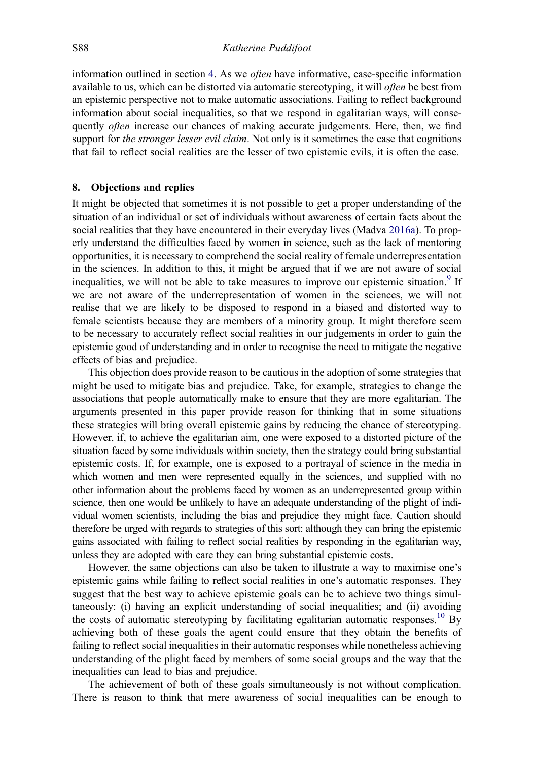information outlined in section 4. As we *often* have informative, case-specific information available to us, which can be distorted via automatic stereotyping, it will *often* be best from an epistemic perspective not to make automatic associations. Failing to reflect background information about social inequalities, so that we respond in egalitarian ways, will consequently *often* increase our chances of making accurate judgements. Here, then, we find support for *the stronger lesser evil claim*. Not only is it sometimes the case that cognitions that fail to reflect social realities are the lesser of two epistemic evils, it is often the case.

## 8. Objections and replies

It might be objected that sometimes it is not possible to get a proper understanding of the situation of an individual or set of individuals without awareness of certain facts about the social realities that they have encountered in their everyday lives (Madva 2016a). To properly understand the difficulties faced by women in science, such as the lack of mentoring opportunities, it is necessary to comprehend the social reality of female underrepresentation in the sciences. In addition to this, it might be argued that if we are not aware of social inequalities, we will not be able to take measures to improve our epistemic situation.[9] If we are not aware of the underrepresentation of women in the sciences, we will not realise that we are likely to be disposed to respond in a biased and distorted way to female scientists because they are members of a minority group. It might therefore seem to be necessary to accurately reflect social realities in our judgements in order to gain the epistemic good of understanding and in order to recognise the need to mitigate the negative effects of bias and prejudice.

This objection does provide reason to be cautious in the adoption of some strategies that might be used to mitigate bias and prejudice. Take, for example, strategies to change the associations that people automatically make to ensure that they are more egalitarian. The arguments presented in this paper provide reason for thinking that in some situations these strategies will bring overall epistemic gains by reducing the chance of stereotyping. However, if, to achieve the egalitarian aim, one were exposed to a distorted picture of the situation faced by some individuals within society, then the strategy could bring substantial epistemic costs. If, for example, one is exposed to a portrayal of science in the media in which women and men were represented equally in the sciences, and supplied with no other information about the problems faced by women as an underrepresented group within science, then one would be unlikely to have an adequate understanding of the plight of individual women scientists, including the bias and prejudice they might face. Caution should therefore be urged with regards to strategies of this sort: although they can bring the epistemic gains associated with failing to reflect social realities by responding in the egalitarian way, unless they are adopted with care they can bring substantial epistemic costs.

However, the same objections can also be taken to illustrate a way to maximise one's epistemic gains while failing to reflect social realities in one's automatic responses. They suggest that the best way to achieve epistemic goals can be to achieve two things simultaneously: (i) having an explicit understanding of social inequalities; and (ii) avoiding the costs of automatic stereotyping by facilitating egalitarian automatic responses.[10] By achieving both of these goals the agent could ensure that they obtain the benefits of failing to reflect social inequalities in their automatic responses while nonetheless achieving understanding of the plight faced by members of some social groups and the way that the inequalities can lead to bias and prejudice.

The achievement of both of these goals simultaneously is not without complication. There is reason to think that mere awareness of social inequalities can be enough to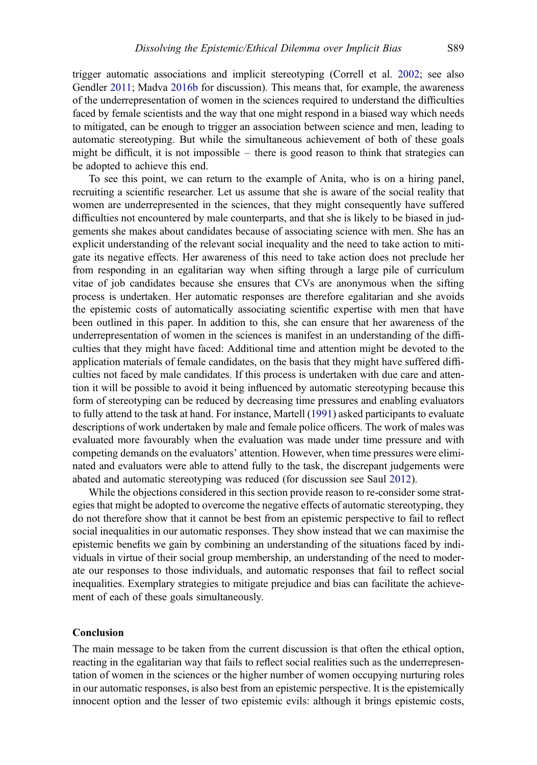trigger automatic associations and implicit stereotyping (Correll et al. 2002; see also Gendler 2011; Madva 2016b for discussion). This means that, for example, the awareness of the underrepresentation of women in the sciences required to understand the difficulties faced by female scientists and the way that one might respond in a biased way which needs to mitigated, can be enough to trigger an association between science and men, leading to automatic stereotyping. But while the simultaneous achievement of both of these goals might be difficult, it is not impossible – there is good reason to think that strategies can be adopted to achieve this end.

To see this point, we can return to the example of Anita, who is on a hiring panel, recruiting a scientific researcher. Let us assume that she is aware of the social reality that women are underrepresented in the sciences, that they might consequently have suffered difficulties not encountered by male counterparts, and that she is likely to be biased in judgements she makes about candidates because of associating science with men. She has an explicit understanding of the relevant social inequality and the need to take action to mitigate its negative effects. Her awareness of this need to take action does not preclude her from responding in an egalitarian way when sifting through a large pile of curriculum vitae of job candidates because she ensures that CVs are anonymous when the sifting process is undertaken. Her automatic responses are therefore egalitarian and she avoids the epistemic costs of automatically associating scientific expertise with men that have been outlined in this paper. In addition to this, she can ensure that her awareness of the underrepresentation of women in the sciences is manifest in an understanding of the difficulties that they might have faced: Additional time and attention might be devoted to the application materials of female candidates, on the basis that they might have suffered difficulties not faced by male candidates. If this process is undertaken with due care and attention it will be possible to avoid it being influenced by automatic stereotyping because this form of stereotyping can be reduced by decreasing time pressures and enabling evaluators to fully attend to the task at hand. For instance, Martell (1991) asked participants to evaluate descriptions of work undertaken by male and female police officers. The work of males was evaluated more favourably when the evaluation was made under time pressure and with competing demands on the evaluators' attention. However, when time pressures were eliminated and evaluators were able to attend fully to the task, the discrepant judgements were abated and automatic stereotyping was reduced (for discussion see Saul 2012).

While the objections considered in this section provide reason to re-consider some strategies that might be adopted to overcome the negative effects of automatic stereotyping, they do not therefore show that it cannot be best from an epistemic perspective to fail to reflect social inequalities in our automatic responses. They show instead that we can maximise the epistemic benefits we gain by combining an understanding of the situations faced by individuals in virtue of their social group membership, an understanding of the need to moderate our responses to those individuals, and automatic responses that fail to reflect social inequalities. Exemplary strategies to mitigate prejudice and bias can facilitate the achievement of each of these goals simultaneously.

## Conclusion

The main message to be taken from the current discussion is that often the ethical option, reacting in the egalitarian way that fails to reflect social realities such as the underrepresentation of women in the sciences or the higher number of women occupying nurturing roles in our automatic responses, is also best from an epistemic perspective. It is the epistemically innocent option and the lesser of two epistemic evils: although it brings epistemic costs,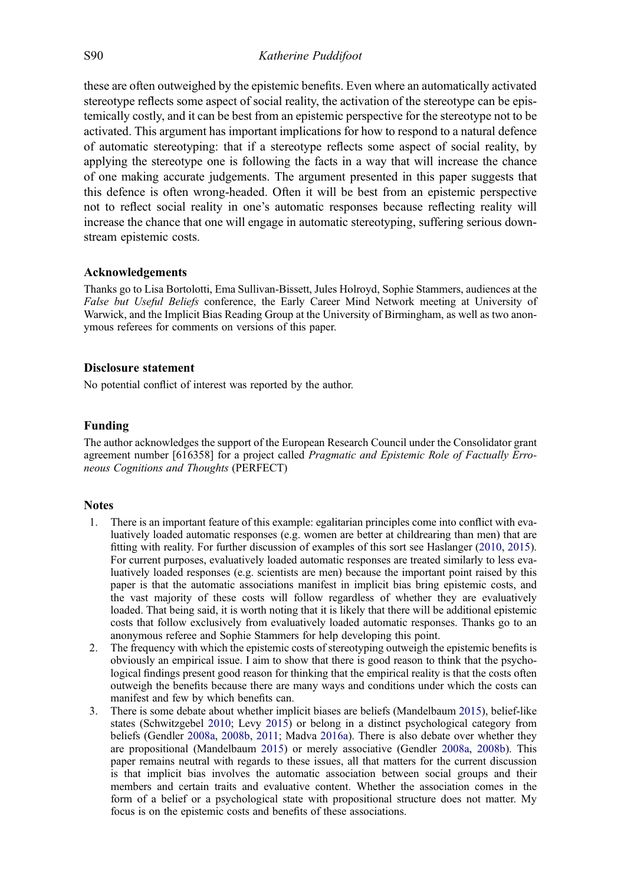these are often outweighed by the epistemic benefits. Even where an automatically activated stereotype reflects some aspect of social reality, the activation of the stereotype can be epistemically costly, and it can be best from an epistemic perspective for the stereotype not to be activated. This argument has important implications for how to respond to a natural defence of automatic stereotyping: that if a stereotype reflects some aspect of social reality, by applying the stereotype one is following the facts in a way that will increase the chance of one making accurate judgements. The argument presented in this paper suggests that this defence is often wrong-headed. Often it will be best from an epistemic perspective not to reflect social reality in one's automatic responses because reflecting reality will increase the chance that one will engage in automatic stereotyping, suffering serious downstream epistemic costs.

### Acknowledgements

Thanks go to Lisa Bortolotti, Ema Sullivan-Bissett, Jules Holroyd, Sophie Stammers, audiences at the *False but Useful Beliefs* conference, the Early Career Mind Network meeting at University of Warwick, and the Implicit Bias Reading Group at the University of Birmingham, as well as two anonymous referees for comments on versions of this paper.

### Disclosure statement

No potential conflict of interest was reported by the author.

### Funding

The author acknowledges the support of the European Research Council under the Consolidator grant agreement number [616358] for a project called *Pragmatic and Epistemic Role of Factually Erroneous Cognitions and Thoughts* (PERFECT)

### Notes

1. There is an important feature of this example: egalitarian principles come into conflict with evaluatively loaded automatic responses (e.g. women are better at childrearing than men) that are fitting with reality. For further discussion of examples of this sort see Haslanger (2010, 2015). For current purposes, evaluatively loaded automatic responses are treated similarly to less evaluatively loaded responses (e.g. scientists are men) because the important point raised by this paper is that the automatic associations manifest in implicit bias bring epistemic costs, and the vast majority of these costs will follow regardless of whether they are evaluatively loaded. That being said, it is worth noting that it is likely that there will be additional epistemic costs that follow exclusively from evaluatively loaded automatic responses. Thanks go to an anonymous referee and Sophie Stammers for help developing this point.
2. The frequency with which the epistemic costs of stereotyping outweigh the epistemic benefits is obviously an empirical issue. I aim to show that there is good reason to think that the psychological findings present good reason for thinking that the empirical reality is that the costs often outweigh the benefits because there are many ways and conditions under which the costs can manifest and few by which benefits can.
3. There is some debate about whether implicit biases are beliefs (Mandelbaum 2015), belief-like states (Schwitzgebel 2010; Levy 2015) or belong in a distinct psychological category from beliefs (Gendler 2008a, 2008b, 2011; Madva 2016a). There is also debate over whether they are propositional (Mandelbaum 2015) or merely associative (Gendler 2008a, 2008b). This paper remains neutral with regards to these issues, all that matters for the current discussion is that implicit bias involves the automatic association between social groups and their members and certain traits and evaluative content. Whether the association comes in the form of a belief or a psychological state with propositional structure does not matter. My focus is on the epistemic costs and benefits of these associations.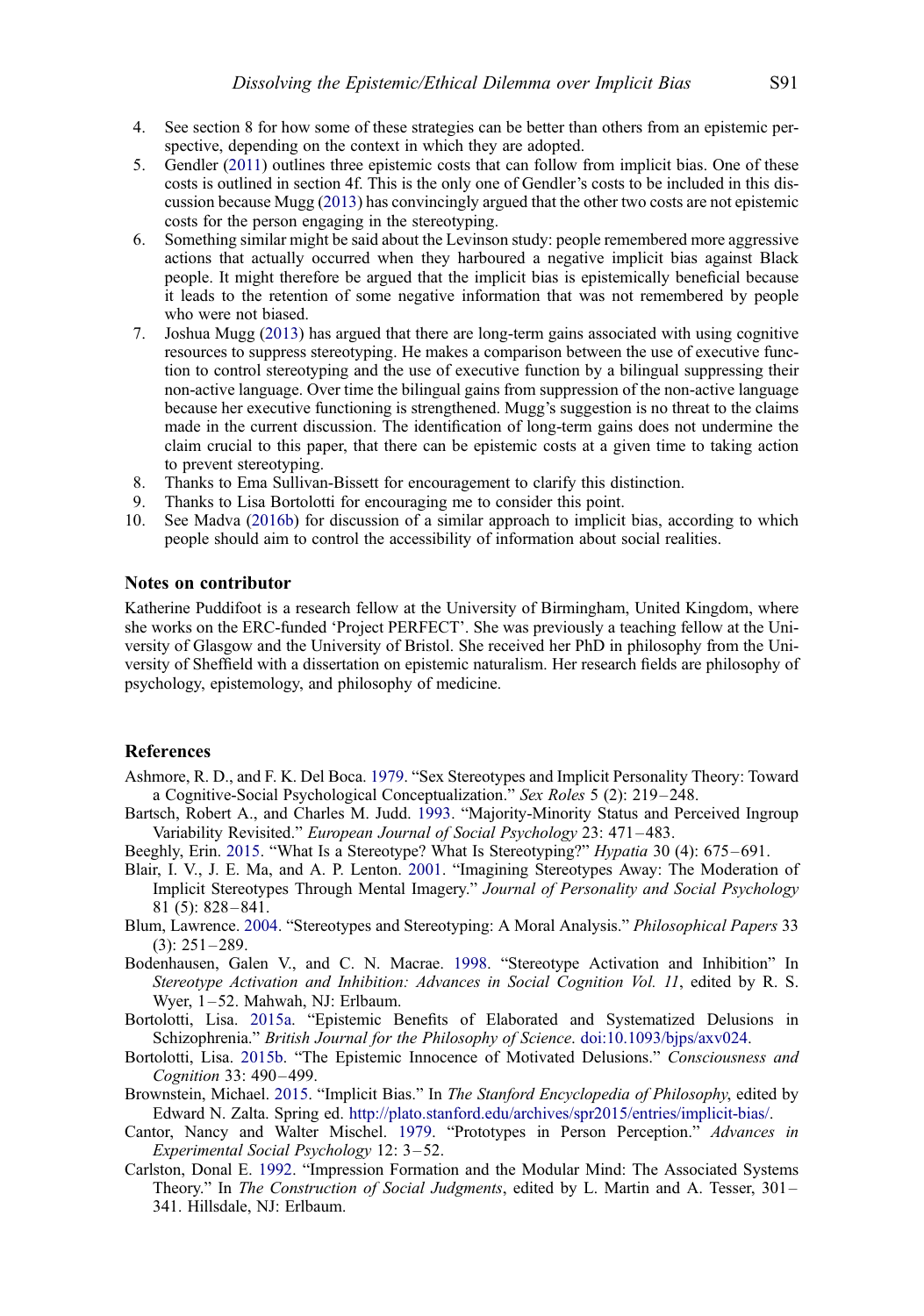4. See section 8 for how some of these strategies can be better than others from an epistemic perspective, depending on the context in which they are adopted.
5. Gendler (2011) outlines three epistemic costs that can follow from implicit bias. One of these costs is outlined in section 4f. This is the only one of Gendler's costs to be included in this discussion because Mugg (2013) has convincingly argued that the other two costs are not epistemic costs for the person engaging in the stereotyping.
6. Something similar might be said about the Levinson study: people remembered more aggressive actions that actually occurred when they harboured a negative implicit bias against Black people. It might therefore be argued that the implicit bias is epistemically beneficial because it leads to the retention of some negative information that was not remembered by people who were not biased.
7. Joshua Mugg (2013) has argued that there are long-term gains associated with using cognitive resources to suppress stereotyping. He makes a comparison between the use of executive function to control stereotyping and the use of executive function by a bilingual suppressing their non-active language. Over time the bilingual gains from suppression of the non-active language because her executive functioning is strengthened. Mugg's suggestion is no threat to the claims made in the current discussion. The identification of long-term gains does not undermine the claim crucial to this paper, that there can be epistemic costs at a given time to taking action to prevent stereotyping.
8. Thanks to Ema Sullivan-Bissett for encouragement to clarify this distinction.
9. Thanks to Lisa Bortolotti for encouraging me to consider this point.
10. See Madva (2016b) for discussion of a similar approach to implicit bias, according to which people should aim to control the accessibility of information about social realities.

### Notes on contributor

Katherine Puddifoot is a research fellow at the University of Birmingham, United Kingdom, where she works on the ERC-funded 'Project PERFECT'. She was previously a teaching fellow at the University of Glasgow and the University of Bristol. She received her PhD in philosophy from the University of Sheffield with a dissertation on epistemic naturalism. Her research fields are philosophy of psychology, epistemology, and philosophy of medicine.

### References

Ashmore, R. D., and F. K. Del Boca. 1979. "Sex Stereotypes and Implicit Personality Theory: Toward a Cognitive-Social Psychological Conceptualization." *Sex Roles* 5 (2): 219–248.

Bartsch, Robert A., and Charles M. Judd. 1993. "Majority-Minority Status and Perceived Ingroup Variability Revisited." *European Journal of Social Psychology* 23: 471–483.

Beeghly, Erin. 2015. "What Is a Stereotype? What Is Stereotyping?" *Hypatia* 30 (4): 675–691.

Blair, I. V., J. E. Ma, and A. P. Lenton. 2001. "Imagining Stereotypes Away: The Moderation of Implicit Stereotypes Through Mental Imagery." *Journal of Personality and Social Psychology* 81 (5): 828–841.

Blum, Lawrence. 2004. "Stereotypes and Stereotyping: A Moral Analysis." *Philosophical Papers* 33 (3): 251–289.

Bodenhausen, Galen V., and C. N. Macrae. 1998. "Stereotype Activation and Inhibition" In *Stereotype Activation and Inhibition: Advances in Social Cognition Vol. 11*, edited by R. S. Wyer, 1–52. Mahwah, NJ: Erlbaum.

Bortolotti, Lisa. 2015a. "Epistemic Benefits of Elaborated and Systematized Delusions in Schizophrenia." *British Journal for the Philosophy of Science*. doi:10.1093/bjps/axv024.

Bortolotti, Lisa. 2015b. "The Epistemic Innocence of Motivated Delusions." *Consciousness and Cognition* 33: 490–499.

Brownstein, Michael. 2015. "Implicit Bias." In *The Stanford Encyclopedia of Philosophy*, edited by Edward N. Zalta. Spring ed. http://plato.stanford.edu/archives/spr2015/entries/implicit-bias/.

Cantor, Nancy and Walter Mischel. 1979. "Prototypes in Person Perception." *Advances in Experimental Social Psychology* 12: 3–52.

Carlston, Donal E. 1992. "Impression Formation and the Modular Mind: The Associated Systems Theory." In *The Construction of Social Judgments*, edited by L. Martin and A. Tesser, 301–341. Hillsdale, NJ: Erlbaum.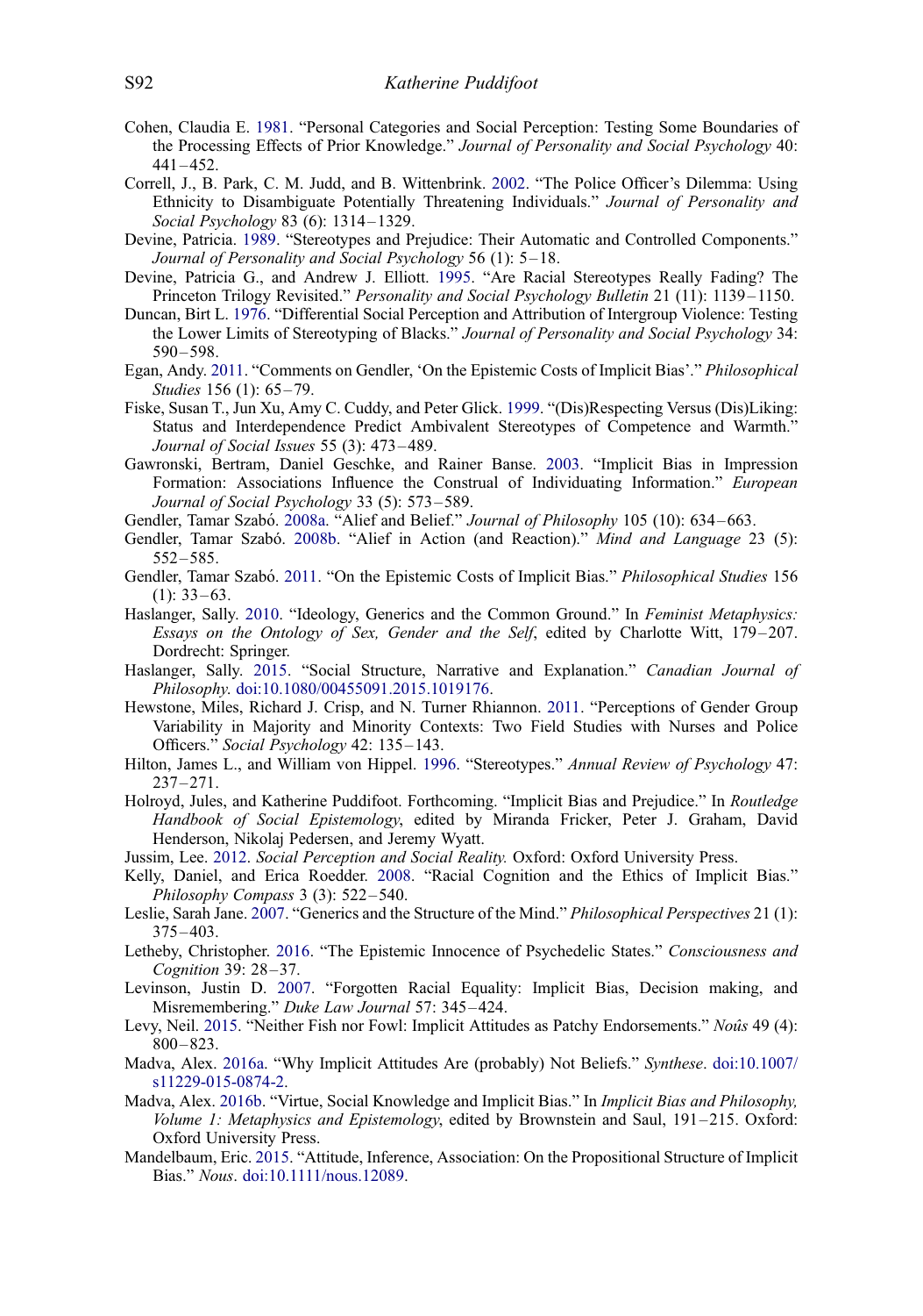Cohen, Claudia E. 1981. "Personal Categories and Social Perception: Testing Some Boundaries of the Processing Effects of Prior Knowledge." *Journal of Personality and Social Psychology* 40: 441–452.

Correll, J., B. Park, C. M. Judd, and B. Wittenbrink. 2002. "The Police Officer's Dilemma: Using Ethnicity to Disambiguate Potentially Threatening Individuals." *Journal of Personality and Social Psychology* 83 (6): 1314–1329.

Devine, Patricia. 1989. "Stereotypes and Prejudice: Their Automatic and Controlled Components." *Journal of Personality and Social Psychology* 56 (1): 5–18.

Devine, Patricia G., and Andrew J. Elliott. 1995. "Are Racial Stereotypes Really Fading? The Princeton Trilogy Revisited." *Personality and Social Psychology Bulletin* 21 (11): 1139–1150.

Duncan, Birt L. 1976. "Differential Social Perception and Attribution of Intergroup Violence: Testing the Lower Limits of Stereotyping of Blacks." *Journal of Personality and Social Psychology* 34: 590–598.

Egan, Andy. 2011. "Comments on Gendler, 'On the Epistemic Costs of Implicit Bias'." *Philosophical Studies* 156 (1): 65–79.

Fiske, Susan T., Jun Xu, Amy C. Cuddy, and Peter Glick. 1999. "(Dis)Respecting Versus (Dis)Liking: Status and Interdependence Predict Ambivalent Stereotypes of Competence and Warmth." *Journal of Social Issues* 55 (3): 473–489.

Gawronski, Bertram, Daniel Geschke, and Rainer Banse. 2003. "Implicit Bias in Impression Formation: Associations Influence the Construal of Individuating Information." *European Journal of Social Psychology* 33 (5): 573–589.

Gendler, Tamar Szabó. 2008a. "Alief and Belief." *Journal of Philosophy* 105 (10): 634–663.

Gendler, Tamar Szabó. 2008b. "Alief in Action (and Reaction)." *Mind and Language* 23 (5): 552–585.

Gendler, Tamar Szabó. 2011. "On the Epistemic Costs of Implicit Bias." *Philosophical Studies* 156 (1): 33–63.

Haslanger, Sally. 2010. "Ideology, Generics and the Common Ground." In *Feminist Metaphysics: Essays on the Ontology of Sex, Gender and the Self*, edited by Charlotte Witt, 179–207. Dordrecht: Springer.

Haslanger, Sally. 2015. "Social Structure, Narrative and Explanation." *Canadian Journal of Philosophy*. doi:10.1080/00455091.2015.1019176.

Hewstone, Miles, Richard J. Crisp, and N. Turner Rhiannon. 2011. "Perceptions of Gender Group Variability in Majority and Minority Contexts: Two Field Studies with Nurses and Police Officers." *Social Psychology* 42: 135–143.

Hilton, James L., and William von Hippel. 1996. "Stereotypes." *Annual Review of Psychology* 47: 237–271.

Holroyd, Jules, and Katherine Puddifoot. Forthcoming. "Implicit Bias and Prejudice." In *Routledge Handbook of Social Epistemology*, edited by Miranda Fricker, Peter J. Graham, David Henderson, Nikolaj Pedersen, and Jeremy Wyatt.

Jussim, Lee. 2012. *Social Perception and Social Reality.* Oxford: Oxford University Press.

Kelly, Daniel, and Erica Roedder. 2008. "Racial Cognition and the Ethics of Implicit Bias." *Philosophy Compass* 3 (3): 522–540.

Leslie, Sarah Jane. 2007. "Generics and the Structure of the Mind." *Philosophical Perspectives* 21 (1): 375–403.

Letheby, Christopher. 2016. "The Epistemic Innocence of Psychedelic States." *Consciousness and Cognition* 39: 28–37.

Levinson, Justin D. 2007. "Forgotten Racial Equality: Implicit Bias, Decision making, and Misremembering." *Duke Law Journal* 57: 345–424.

Levy, Neil. 2015. "Neither Fish nor Fowl: Implicit Attitudes as Patchy Endorsements." *Noûs* 49 (4): 800–823.

Madva, Alex. 2016a. "Why Implicit Attitudes Are (probably) Not Beliefs." *Synthese*. doi:10.1007/s11229-015-0874-2.

Madva, Alex. 2016b. "Virtue, Social Knowledge and Implicit Bias." In *Implicit Bias and Philosophy, Volume 1: Metaphysics and Epistemology*, edited by Brownstein and Saul, 191–215. Oxford: Oxford University Press.

Mandelbaum, Eric. 2015. "Attitude, Inference, Association: On the Propositional Structure of Implicit Bias." *Nous*. doi:10.1111/nous.12089.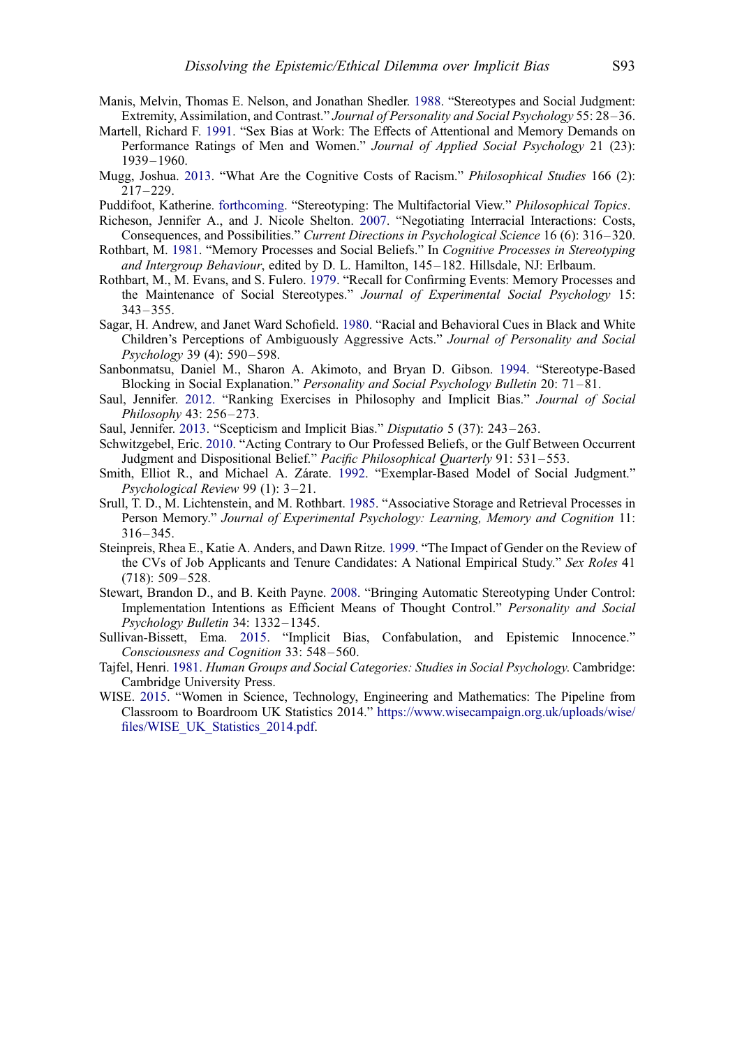Manis, Melvin, Thomas E. Nelson, and Jonathan Shedler. 1988. "Stereotypes and Social Judgment: Extremity, Assimilation, and Contrast." *Journal of Personality and Social Psychology* 55: 28–36.

Martell, Richard F. 1991. "Sex Bias at Work: The Effects of Attentional and Memory Demands on Performance Ratings of Men and Women." *Journal of Applied Social Psychology* 21 (23): 1939–1960.

Mugg, Joshua. 2013. "What Are the Cognitive Costs of Racism." *Philosophical Studies* 166 (2): 217–229.

Puddifoot, Katherine. forthcoming. "Stereotyping: The Multifactorial View." *Philosophical Topics*.

Richeson, Jennifer A., and J. Nicole Shelton. 2007. "Negotiating Interracial Interactions: Costs, Consequences, and Possibilities." *Current Directions in Psychological Science* 16 (6): 316–320.

Rothbart, M. 1981. "Memory Processes and Social Beliefs." In *Cognitive Processes in Stereotyping and Intergroup Behaviour*, edited by D. L. Hamilton, 145–182. Hillsdale, NJ: Erlbaum.

Rothbart, M., M. Evans, and S. Fulero. 1979. "Recall for Confirming Events: Memory Processes and the Maintenance of Social Stereotypes." *Journal of Experimental Social Psychology* 15: 343–355.

Sagar, H. Andrew, and Janet Ward Schofield. 1980. "Racial and Behavioral Cues in Black and White Children's Perceptions of Ambiguously Aggressive Acts." *Journal of Personality and Social Psychology* 39 (4): 590–598.

Sanbonmatsu, Daniel M., Sharon A. Akimoto, and Bryan D. Gibson. 1994. "Stereotype-Based Blocking in Social Explanation." *Personality and Social Psychology Bulletin* 20: 71–81.

Saul, Jennifer. 2012. "Ranking Exercises in Philosophy and Implicit Bias." *Journal of Social Philosophy* 43: 256–273.

Saul, Jennifer. 2013. "Scepticism and Implicit Bias." *Disputatio* 5 (37): 243–263.

Schwitzgebel, Eric. 2010. "Acting Contrary to Our Professed Beliefs, or the Gulf Between Occurrent Judgment and Dispositional Belief." *Pacific Philosophical Quarterly* 91: 531–553.

Smith, Elliot R., and Michael A. Zárate. 1992. "Exemplar-Based Model of Social Judgment." *Psychological Review* 99 (1): 3–21.

Srull, T. D., M. Lichtenstein, and M. Rothbart. 1985. "Associative Storage and Retrieval Processes in Person Memory." *Journal of Experimental Psychology: Learning, Memory and Cognition* 11: 316–345.

Steinpreis, Rhea E., Katie A. Anders, and Dawn Ritze. 1999. "The Impact of Gender on the Review of the CVs of Job Applicants and Tenure Candidates: A National Empirical Study." *Sex Roles* 41 (718): 509–528.

Stewart, Brandon D., and B. Keith Payne. 2008. "Bringing Automatic Stereotyping Under Control: Implementation Intentions as Efficient Means of Thought Control." *Personality and Social Psychology Bulletin* 34: 1332–1345.

Sullivan-Bissett, Ema. 2015. "Implicit Bias, Confabulation, and Epistemic Innocence." *Consciousness and Cognition* 33: 548–560.

Tajfel, Henri. 1981. *Human Groups and Social Categories: Studies in Social Psychology*. Cambridge: Cambridge University Press.

WISE. 2015. "Women in Science, Technology, Engineering and Mathematics: The Pipeline from Classroom to Boardroom UK Statistics 2014." https://www.wisecampaign.org.uk/uploads/wise/files/WISE_UK_Statistics_2014.pdf.